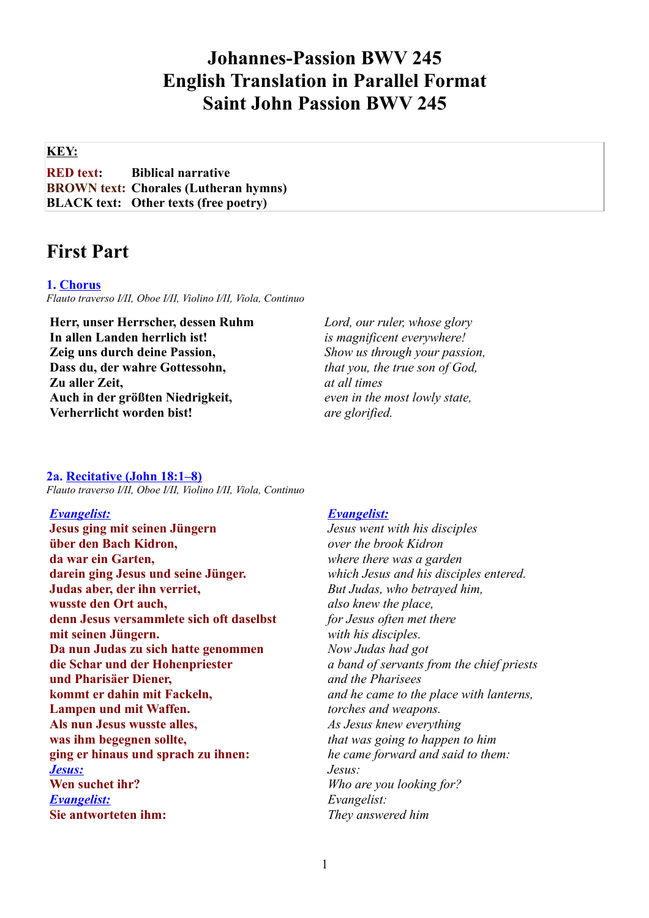# Johannes-Passion BWV 245
# English Translation in Parallel Format
# Saint John Passion BWV 245

**KEY:**

**RED text:** Biblical narrative
**BROWN text:** Chorales (Lutheran hymns)
**BLACK text:** Other texts (free poetry)

## First Part

### 1. Chorus

*Flauto traverso I/II, Oboe I/II, Violino I/II, Viola, Continuo*

| | |
|---|---|
| **Herr, unser Herrscher, dessen Ruhm** | *Lord, our ruler, whose glory* |
| **In allen Landen herrlich ist!** | *is magnificent everywhere!* |
| **Zeig uns durch deine Passion,** | *Show us through your passion,* |
| **Dass du, der wahre Gottessohn,** | *that you, the true son of God,* |
| **Zu aller Zeit,** | *at all times* |
| **Auch in der größten Niedrigkeit,** | *even in the most lowly state,* |
| **Verherrlicht worden bist!** | *are glorified.* |

### 2a. Recitative (John 18:1–8)

*Flauto traverso I/II, Oboe I/II, Violino I/II, Viola, Continuo*

| | |
|---|---|
| ***Evangelist:*** | ***Evangelist:*** |
| **Jesus ging mit seinen Jüngern** | *Jesus went with his disciples* |
| **über den Bach Kidron,** | *over the brook Kidron* |
| **da war ein Garten,** | *where there was a garden* |
| **darein ging Jesus und seine Jünger.** | *which Jesus and his disciples entered.* |
| **Judas aber, der ihn verriet,** | *But Judas, who betrayed him,* |
| **wusste den Ort auch,** | *also knew the place,* |
| **denn Jesus versammlete sich oft daselbst** | *for Jesus often met there* |
| **mit seinen Jüngern.** | *with his disciples.* |
| **Da nun Judas zu sich hatte genommen** | *Now Judas had got* |
| **die Schar und der Hohenpriester** | *a band of servants from the chief priests* |
| **und Pharisäer Diener,** | *and the Pharisees* |
| **kommt er dahin mit Fackeln,** | *and he came to the place with lanterns,* |
| **Lampen und mit Waffen.** | *torches and weapons.* |
| **Als nun Jesus wusste alles,** | *As Jesus knew everything* |
| **was ihm begegnen sollte,** | *that was going to happen to him* |
| **ging er hinaus und sprach zu ihnen:** | *he came forward and said to them:* |
| ***Jesus:*** | *Jesus:* |
| **Wen suchet ihr?** | *Who are you looking for?* |
| ***Evangelist:*** | *Evangelist:* |
| **Sie antworteten ihm:** | *They answered him* |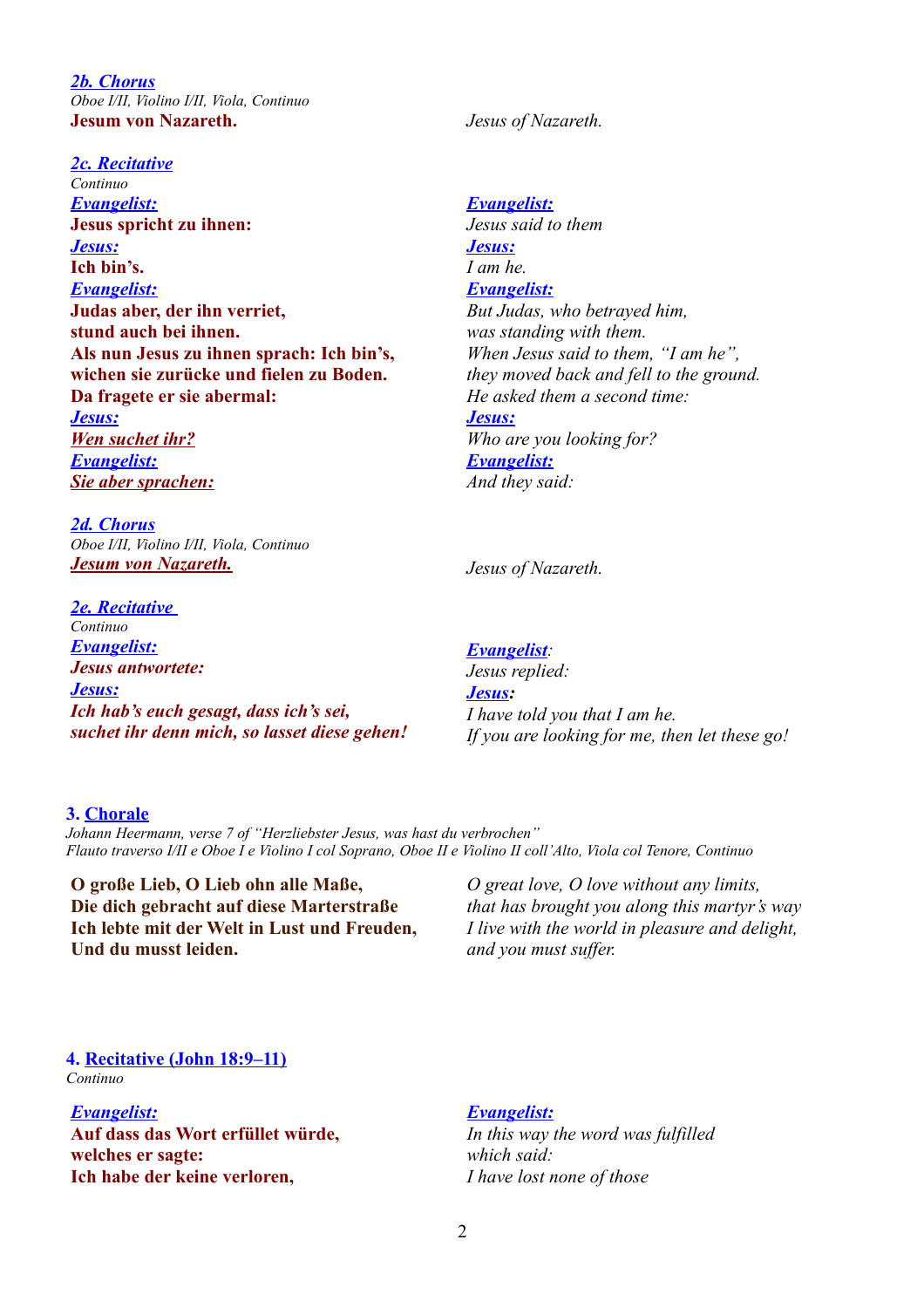***2b. Chorus***
*Oboe I/II, Violino I/II, Viola, Continuo*

| | |
|---|---|
| **Jesum von Nazareth.** | *Jesus of Nazareth.* |

***2c. Recitative***
*Continuo*

| | |
|---|---|
| ***Evangelist:*** | ***Evangelist:*** |
| **Jesus spricht zu ihnen:** | *Jesus said to them* |
| ***Jesus:*** | ***Jesus:*** |
| **Ich bin's.** | *I am he.* |
| ***Evangelist:*** | ***Evangelist:*** |
| **Judas aber, der ihn verriet,** | *But Judas, who betrayed him,* |
| **stund auch bei ihnen.** | *was standing with them.* |
| **Als nun Jesus zu ihnen sprach: Ich bin's,** | *When Jesus said to them, "I am he",* |
| **wichen sie zurücke und fielen zu Boden.** | *they moved back and fell to the ground.* |
| **Da fragete er sie abermal:** | *He asked them a second time:* |
| ***Jesus:*** | ***Jesus:*** |
| ***Wen suchet ihr?*** | *Who are you looking for?* |
| ***Evangelist:*** | ***Evangelist:*** |
| ***Sie aber sprachen:*** | *And they said:* |

***2d. Chorus***
*Oboe I/II, Violino I/II, Viola, Continuo*

| | |
|---|---|
| ***Jesum von Nazareth.*** | *Jesus of Nazareth.* |

***2e. Recitative***
*Continuo*

| | |
|---|---|
| ***Evangelist:*** | ***Evangelist:*** |
| ***Jesus antwortete:*** | *Jesus replied:* |
| ***Jesus:*** | ***Jesus:*** |
| ***Ich hab's euch gesagt, dass ich's sei,*** | *I have told you that I am he.* |
| ***suchet ihr denn mich, so lasset diese gehen!*** | *If you are looking for me, then let these go!* |

**3. Chorale**
*Johann Heermann, verse 7 of "Herzliebster Jesus, was hast du verbrochen"*
*Flauto traverso I/II e Oboe I e Violino I col Soprano, Oboe II e Violino II coll'Alto, Viola col Tenore, Continuo*

| | |
|---|---|
| **O große Lieb, O Lieb ohn alle Maße,** | *O great love, O love without any limits,* |
| **Die dich gebracht auf diese Marterstraße** | *that has brought you along this martyr's way* |
| **Ich lebte mit der Welt in Lust und Freuden,** | *I live with the world in pleasure and delight,* |
| **Und du musst leiden.** | *and you must suffer.* |

**4. Recitative (John 18:9–11)**
*Continuo*

| | |
|---|---|
| ***Evangelist:*** | ***Evangelist:*** |
| **Auf dass das Wort erfüllet würde,** | *In this way the word was fulfilled* |
| **welches er sagte:** | *which said:* |
| **Ich habe der keine verloren,** | *I have lost none of those* |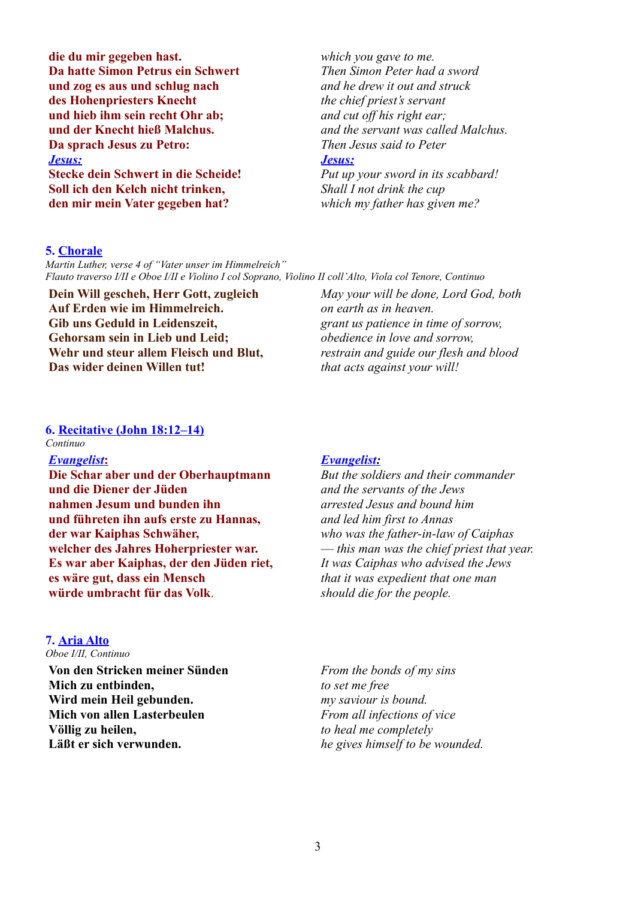**die du mir gegeben hast.**
**Da hatte Simon Petrus ein Schwert**
**und zog es aus und schlug nach**
**des Hohenpriesters Knecht**
**und hieb ihm sein recht Ohr ab;**
**und der Knecht hieß Malchus.**
**Da sprach Jesus zu Petro:**
***Jesus:***
**Stecke dein Schwert in die Scheide!**
**Soll ich den Kelch nicht trinken,**
**den mir mein Vater gegeben hat?**

*which you gave to me.*
*Then Simon Peter had a sword*
*and he drew it out and struck*
*the chief priest's servant*
*and cut off his right ear;*
*and the servant was called Malchus.*
*Then Jesus said to Peter*
***Jesus:***
*Put up your sword in its scabbard!*
*Shall I not drink the cup*
*which my father has given me?*

### 5. Chorale

*Martin Luther, verse 4 of "Vater unser im Himmelreich"*
*Flauto traverso I/II e Oboe I/II e Violino I col Soprano, Violino II coll'Alto, Viola col Tenore, Continuo*

**Dein Will gescheh, Herr Gott, zugleich**
**Auf Erden wie im Himmelreich.**
**Gib uns Geduld in Leidenszeit,**
**Gehorsam sein in Lieb und Leid;**
**Wehr und steur allem Fleisch und Blut,**
**Das wider deinen Willen tut!**

*May your will be done, Lord God, both*
*on earth as in heaven.*
*grant us patience in time of sorrow,*
*obedience in love and sorrow,*
*restrain and guide our flesh and blood*
*that acts against your will!*

### 6. Recitative (John 18:12–14)

*Continuo*

***Evangelist:***
**Die Schar aber und der Oberhauptmann**
**und die Diener der Jüden**
**nahmen Jesum und bunden ihn**
**und führeten ihn aufs erste zu Hannas,**
**der war Kaiphas Schwäher,**
**welcher des Jahres Hoherpriester war.**
**Es war aber Kaiphas, der den Jüden riet,**
**es wäre gut, dass ein Mensch**
**würde umbracht für das Volk.**

***Evangelist:***
*But the soldiers and their commander*
*and the servants of the Jews*
*arrested Jesus and bound him*
*and led him first to Annas*
*who was the father-in-law of Caiphas*
*— this man was the chief priest that year.*
*It was Caiphas who advised the Jews*
*that it was expedient that one man*
*should die for the people.*

### 7. Aria Alto

*Oboe I/II, Continuo*

**Von den Stricken meiner Sünden**
**Mich zu entbinden,**
**Wird mein Heil gebunden.**
**Mich von allen Lasterbeulen**
**Völlig zu heilen,**
**Läßt er sich verwunden.**

*From the bonds of my sins*
*to set me free*
*my saviour is bound.*
*From all infections of vice*
*to heal me completely*
*he gives himself to be wounded.*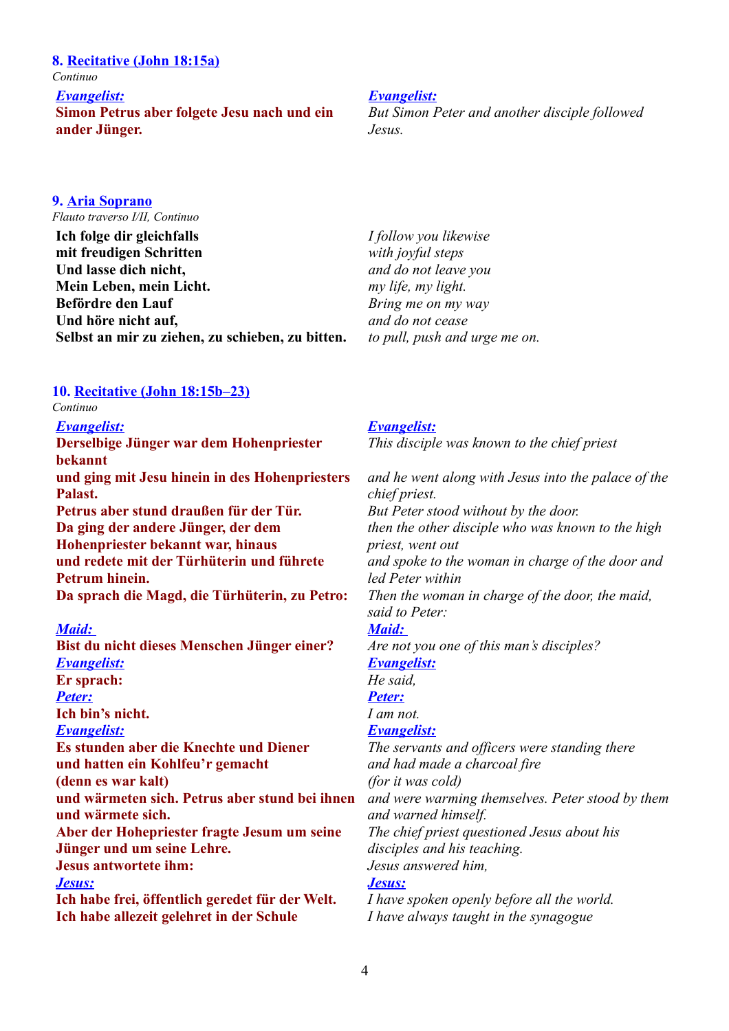### 8. Recitative (John 18:15a)

*Continuo*

| | |
|---|---|
| ***Evangelist:*** | ***Evangelist:*** |
| **Simon Petrus aber folgete Jesu nach und ein ander Jünger.** | *But Simon Peter and another disciple followed Jesus.* |

### 9. Aria Soprano

*Flauto traverso I/II, Continuo*

| | |
|---|---|
| **Ich folge dir gleichfalls** | *I follow you likewise* |
| **mit freudigen Schritten** | *with joyful steps* |
| **Und lasse dich nicht,** | *and do not leave you* |
| **Mein Leben, mein Licht.** | *my life, my light.* |
| **Befördre den Lauf** | *Bring me on my way* |
| **Und höre nicht auf,** | *and do not cease* |
| **Selbst an mir zu ziehen, zu schieben, zu bitten.** | *to pull, push and urge me on.* |

### 10. Recitative (John 18:15b–23)

*Continuo*

| | |
|---|---|
| ***Evangelist:*** | ***Evangelist:*** |
| **Derselbige Jünger war dem Hohenpriester bekannt** | *This disciple was known to the chief priest* |
| **und ging mit Jesu hinein in des Hohenpriesters Palast.** | *and he went along with Jesus into the palace of the chief priest.* |
| **Petrus aber stund draußen für der Tür.** | *But Peter stood without by the door.* |
| **Da ging der andere Jünger, der dem Hohenpriester bekannt war, hinaus** | *then the other disciple who was known to the high priest, went out* |
| **und redete mit der Türhüterin und führete Petrum hinein.** | *and spoke to the woman in charge of the door and led Peter within* |
| **Da sprach die Magd, die Türhüterin, zu Petro:** | *Then the woman in charge of the door, the maid, said to Peter:* |
| ***Maid:*** | ***Maid:*** |
| **Bist du nicht dieses Menschen Jünger einer?** | *Are not you one of this man's disciples?* |
| ***Evangelist:*** | ***Evangelist:*** |
| **Er sprach:** | *He said,* |
| ***Peter:*** | ***Peter:*** |
| **Ich bin's nicht.** | *I am not.* |
| ***Evangelist:*** | ***Evangelist:*** |
| **Es stunden aber die Knechte und Diener** | *The servants and officers were standing there* |
| **und hatten ein Kohlfeu'r gemacht** | *and had made a charcoal fire* |
| **(denn es war kalt)** | *(for it was cold)* |
| **und wärmeten sich. Petrus aber stund bei ihnen und wärmete sich.** | *and were warming themselves. Peter stood by them and warned himself.* |
| **Aber der Hohepriester fragte Jesum um seine Jünger und um seine Lehre.** | *The chief priest questioned Jesus about his disciples and his teaching.* |
| **Jesus antwortete ihm:** | *Jesus answered him,* |
| ***Jesus:*** | ***Jesus:*** |
| **Ich habe frei, öffentlich geredet für der Welt.** | *I have spoken openly before all the world.* |
| **Ich habe allezeit gelehret in der Schule** | *I have always taught in the synagogue* |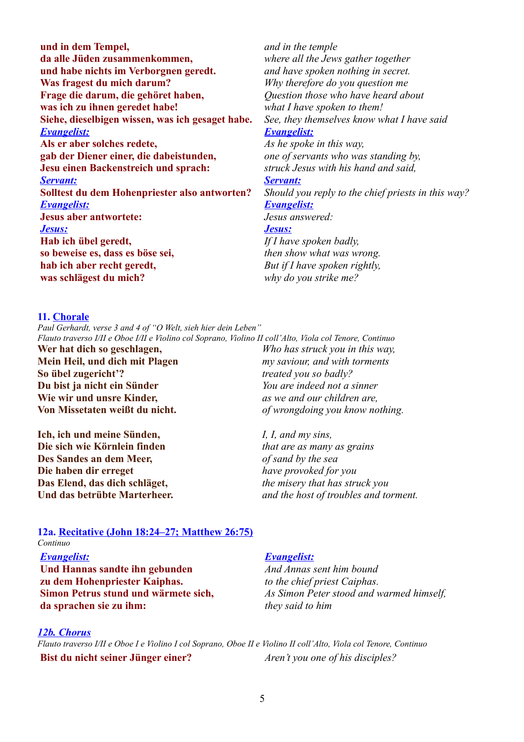| | |
|---|---|
| **und in dem Tempel,** | *and in the temple* |
| **da alle Jüden zusammenkommen,** | *where all the Jews gather together* |
| **und habe nichts im Verborgnen geredt.** | *and have spoken nothing in secret.* |
| **Was fragest du mich darum?** | *Why therefore do you question me* |
| **Frage die darum, die gehöret haben,** | *Question those who have heard about* |
| **was ich zu ihnen geredet habe!** | *what I have spoken to them!* |
| **Siehe, dieselbigen wissen, was ich gesaget habe.** | *See, they themselves know what I have said* |
| ***Evangelist:*** | ***Evangelist:*** |
| **Als er aber solches redete,** | *As he spoke in this way,* |
| **gab der Diener einer, die dabeistunden,** | *one of servants who was standing by,* |
| **Jesu einen Backenstreich und sprach:** | *struck Jesus with his hand and said,* |
| ***Servant:*** | ***Servant:*** |
| **Solltest du dem Hohenpriester also antworten?** | *Should you reply to the chief priests in this way?* |
| ***Evangelist:*** | ***Evangelist:*** |
| **Jesus aber antwortete:** | *Jesus answered:* |
| ***Jesus:*** | ***Jesus:*** |
| **Hab ich übel geredt,** | *If I have spoken badly,* |
| **so beweise es, dass es böse sei,** | *then show what was wrong.* |
| **hab ich aber recht geredt,** | *But if I have spoken rightly,* |
| **was schlägest du mich?** | *why do you strike me?* |

## 11. Chorale

*Paul Gerhardt, verse 3 and 4 of "O Welt, sieh hier dein Leben"*
*Flauto traverso I/II e Oboe I/II e Violino col Soprano, Violino II coll'Alto, Viola col Tenore, Continuo*

| | |
|---|---|
| **Wer hat dich so geschlagen,** | *Who has struck you in this way,* |
| **Mein Heil, und dich mit Plagen** | *my saviour, and with torments* |
| **So übel zugericht'?** | *treated you so badly?* |
| **Du bist ja nicht ein Sünder** | *You are indeed not a sinner* |
| **Wie wir und unsre Kinder,** | *as we and our children are,* |
| **Von Missetaten weißt du nicht.** | *of wrongdoing you know nothing.* |
| | |
| **Ich, ich und meine Sünden,** | *I, I, and my sins,* |
| **Die sich wie Körnlein finden** | *that are as many as grains* |
| **Des Sandes an dem Meer,** | *of sand by the sea* |
| **Die haben dir erreget** | *have provoked for you* |
| **Das Elend, das dich schläget,** | *the misery that has struck you* |
| **Und das betrübte Marterheer.** | *and the host of troubles and torment.* |

## 12a. Recitative (John 18:24–27; Matthew 26:75)

*Continuo*

| | |
|---|---|
| ***Evangelist:*** | ***Evangelist:*** |
| **Und Hannas sandte ihn gebunden** | *And Annas sent him bound* |
| **zu dem Hohenpriester Kaiphas.** | *to the chief priest Caiphas.* |
| **Simon Petrus stund und wärmete sich,** | *As Simon Peter stood and warmed himself,* |
| **da sprachen sie zu ihm:** | *they said to him* |

## *12b. Chorus*

*Flauto traverso I/II e Oboe I e Violino I col Soprano, Oboe II e Violino II coll'Alto, Viola col Tenore, Continuo*

| | |
|---|---|
| **Bist du nicht seiner Jünger einer?** | *Aren't you one of his disciples?* |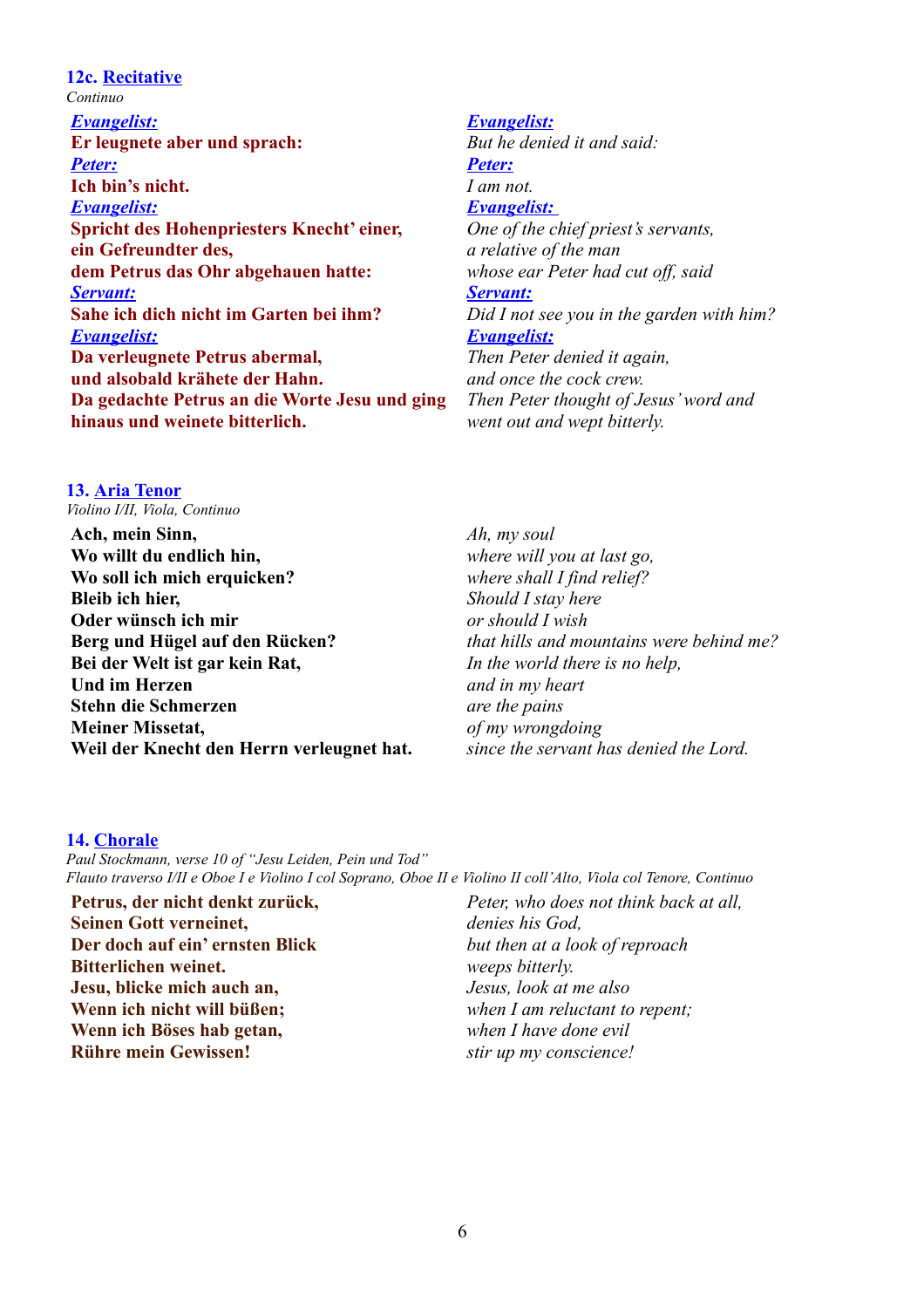### 12c. Recitative

*Continuo*

| | |
|---|---|
| ***Evangelist:*** | ***Evangelist:*** |
| **Er leugnete aber und sprach:** | *But he denied it and said:* |
| ***Peter:*** | ***Peter:*** |
| **Ich bin's nicht.** | *I am not.* |
| ***Evangelist:*** | ***Evangelist:*** |
| **Spricht des Hohenpriesters Knecht' einer,** | *One of the chief priest's servants,* |
| **ein Gefreundter des,** | *a relative of the man* |
| **dem Petrus das Ohr abgehauen hatte:** | *whose ear Peter had cut off, said* |
| ***Servant:*** | ***Servant:*** |
| **Sahe ich dich nicht im Garten bei ihm?** | *Did I not see you in the garden with him?* |
| ***Evangelist:*** | ***Evangelist:*** |
| **Da verleugnete Petrus abermal,** | *Then Peter denied it again,* |
| **und alsobald krähete der Hahn.** | *and once the cock crew.* |
| **Da gedachte Petrus an die Worte Jesu und ging hinaus und weinete bitterlich.** | *Then Peter thought of Jesus' word and went out and wept bitterly.* |

### 13. Aria Tenor

*Violino I/II, Viola, Continuo*

| | |
|---|---|
| **Ach, mein Sinn,** | *Ah, my soul* |
| **Wo willt du endlich hin,** | *where will you at last go,* |
| **Wo soll ich mich erquicken?** | *where shall I find relief?* |
| **Bleib ich hier,** | *Should I stay here* |
| **Oder wünsch ich mir** | *or should I wish* |
| **Berg und Hügel auf den Rücken?** | *that hills and mountains were behind me?* |
| **Bei der Welt ist gar kein Rat,** | *In the world there is no help,* |
| **Und im Herzen** | *and in my heart* |
| **Stehn die Schmerzen** | *are the pains* |
| **Meiner Missetat,** | *of my wrongdoing* |
| **Weil der Knecht den Herrn verleugnet hat.** | *since the servant has denied the Lord.* |

### 14. Chorale

*Paul Stockmann, verse 10 of "Jesu Leiden, Pein und Tod"*
*Flauto traverso I/II e Oboe I e Violino I col Soprano, Oboe II e Violino II coll'Alto, Viola col Tenore, Continuo*

| | |
|---|---|
| **Petrus, der nicht denkt zurück,** | *Peter, who does not think back at all,* |
| **Seinen Gott verneinet,** | *denies his God,* |
| **Der doch auf ein' ernsten Blick** | *but then at a look of reproach* |
| **Bitterlichen weinet.** | *weeps bitterly.* |
| **Jesu, blicke mich auch an,** | *Jesus, look at me also* |
| **Wenn ich nicht will büßen;** | *when I am reluctant to repent;* |
| **Wenn ich Böses hab getan,** | *when I have done evil* |
| **Rühre mein Gewissen!** | *stir up my conscience!* |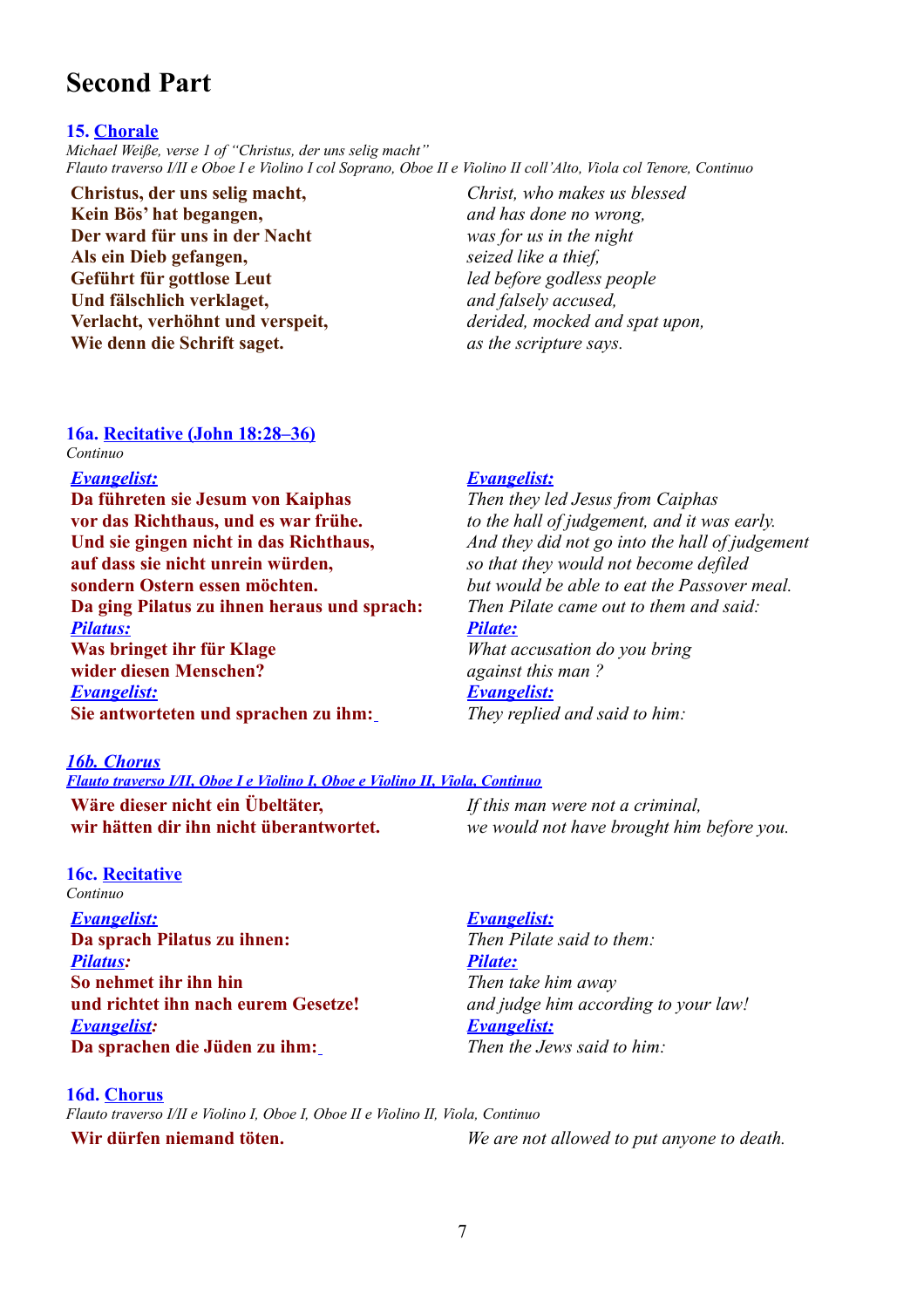# Second Part

### 15. Chorale

*Michael Weiße, verse 1 of "Christus, der uns selig macht"*
*Flauto traverso I/II e Oboe I e Violino I col Soprano, Oboe II e Violino II coll'Alto, Viola col Tenore, Continuo*

| | |
|---|---|
| **Christus, der uns selig macht,** | *Christ, who makes us blessed* |
| **Kein Bös' hat begangen,** | *and has done no wrong,* |
| **Der ward für uns in der Nacht** | *was for us in the night* |
| **Als ein Dieb gefangen,** | *seized like a thief,* |
| **Geführt für gottlose Leut** | *led before godless people* |
| **Und fälschlich verklaget,** | *and falsely accused,* |
| **Verlacht, verhöhnt und verspeit,** | *derided, mocked and spat upon,* |
| **Wie denn die Schrift saget.** | *as the scripture says.* |

### 16a. Recitative (John 18:28–36)

*Continuo*

| | |
|---|---|
| ***Evangelist:*** | ***Evangelist:*** |
| **Da führeten sie Jesum von Kaiphas** | *Then they led Jesus from Caiphas* |
| **vor das Richthaus, und es war frühe.** | *to the hall of judgement, and it was early.* |
| **Und sie gingen nicht in das Richthaus,** | *And they did not go into the hall of judgement* |
| **auf dass sie nicht unrein würden,** | *so that they would not become defiled* |
| **sondern Ostern essen möchten.** | *but would be able to eat the Passover meal.* |
| **Da ging Pilatus zu ihnen heraus und sprach:** | *Then Pilate came out to them and said:* |
| ***Pilatus:*** | ***Pilate:*** |
| **Was bringet ihr für Klage** | *What accusation do you bring* |
| **wider diesen Menschen?** | *against this man ?* |
| ***Evangelist:*** | ***Evangelist:*** |
| **Sie antworteten und sprachen zu ihm:** | *They replied and said to him:* |

### 16b. Chorus

*Flauto traverso I/II, Oboe I e Violino I, Oboe e Violino II, Viola, Continuo*

| | |
|---|---|
| **Wäre dieser nicht ein Übeltäter,** | *If this man were not a criminal,* |
| **wir hätten dir ihn nicht überantwortet.** | *we would not have brought him before you.* |

### 16c. Recitative

*Continuo*

| | |
|---|---|
| ***Evangelist:*** | ***Evangelist:*** |
| **Da sprach Pilatus zu ihnen:** | *Then Pilate said to them:* |
| ***Pilatus:*** | ***Pilate:*** |
| **So nehmet ihr ihn hin** | *Then take him away* |
| **und richtet ihn nach eurem Gesetze!** | *and judge him according to your law!* |
| ***Evangelist:*** | ***Evangelist:*** |
| **Da sprachen die Jüden zu ihm:** | *Then the Jews said to him:* |

### 16d. Chorus

*Flauto traverso I/II e Violino I, Oboe I, Oboe II e Violino II, Viola, Continuo*

| | |
|---|---|
| **Wir dürfen niemand töten.** | *We are not allowed to put anyone to death.* |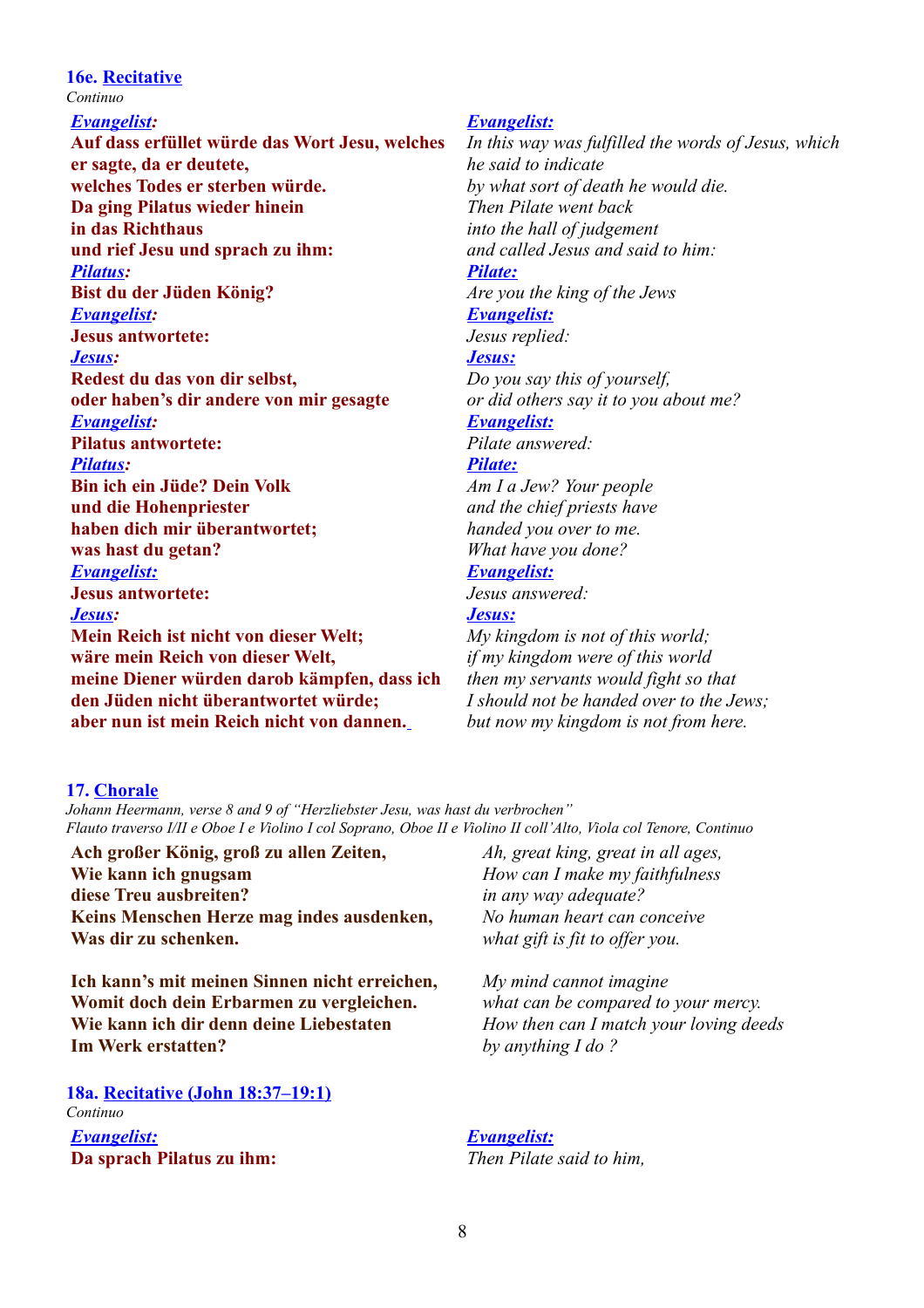### 16e. Recitative

*Continuo*

| | |
|---|---|
| ***Evangelist:*** | ***Evangelist:*** |
| **Auf dass erfüllet würde das Wort Jesu, welches er sagte, da er deutete,** | *In this way was fulfilled the words of Jesus, which he said to indicate* |
| **welches Todes er sterben würde.** | *by what sort of death he would die.* |
| **Da ging Pilatus wieder hinein** | *Then Pilate went back* |
| **in das Richthaus** | *into the hall of judgement* |
| **und rief Jesu und sprach zu ihm:** | *and called Jesus and said to him:* |
| ***Pilatus:*** | ***Pilate:*** |
| **Bist du der Jüden König?** | *Are you the king of the Jews* |
| ***Evangelist:*** | ***Evangelist:*** |
| **Jesus antwortete:** | *Jesus replied:* |
| ***Jesus:*** | ***Jesus:*** |
| **Redest du das von dir selbst,** | *Do you say this of yourself,* |
| **oder haben's dir andere von mir gesagte** | *or did others say it to you about me?* |
| ***Evangelist:*** | ***Evangelist:*** |
| **Pilatus antwortete:** | *Pilate answered:* |
| ***Pilatus:*** | ***Pilate:*** |
| **Bin ich ein Jüde? Dein Volk** | *Am I a Jew? Your people* |
| **und die Hohenpriester** | *and the chief priests have* |
| **haben dich mir überantwortet;** | *handed you over to me.* |
| **was hast du getan?** | *What have you done?* |
| ***Evangelist:*** | ***Evangelist:*** |
| **Jesus antwortete:** | *Jesus answered:* |
| ***Jesus:*** | ***Jesus:*** |
| **Mein Reich ist nicht von dieser Welt;** | *My kingdom is not of this world;* |
| **wäre mein Reich von dieser Welt,** | *if my kingdom were of this world* |
| **meine Diener würden darob kämpfen, dass ich** | *then my servants would fight so that* |
| **den Jüden nicht überantwortet würde;** | *I should not be handed over to the Jews;* |
| **aber nun ist mein Reich nicht von dannen.** | *but now my kingdom is not from here.* |

### 17. Chorale

*Johann Heermann, verse 8 and 9 of "Herzliebster Jesu, was hast du verbrochen"*
*Flauto traverso I/II e Oboe I e Violino I col Soprano, Oboe II e Violino II coll'Alto, Viola col Tenore, Continuo*

| | |
|---|---|
| **Ach großer König, groß zu allen Zeiten,** | *Ah, great king, great in all ages,* |
| **Wie kann ich gnugsam** | *How can I make my faithfulness* |
| **diese Treu ausbreiten?** | *in any way adequate?* |
| **Keins Menschen Herze mag indes ausdenken,** | *No human heart can conceive* |
| **Was dir zu schenken.** | *what gift is fit to offer you.* |
| | |
| **Ich kann's mit meinen Sinnen nicht erreichen,** | *My mind cannot imagine* |
| **Womit doch dein Erbarmen zu vergleichen.** | *what can be compared to your mercy.* |
| **Wie kann ich dir denn deine Liebestaten** | *How then can I match your loving deeds* |
| **Im Werk erstatten?** | *by anything I do ?* |

### 18a. Recitative (John 18:37–19:1)

*Continuo*

| | |
|---|---|
| ***Evangelist:*** | ***Evangelist:*** |
| **Da sprach Pilatus zu ihm:** | *Then Pilate said to him,* |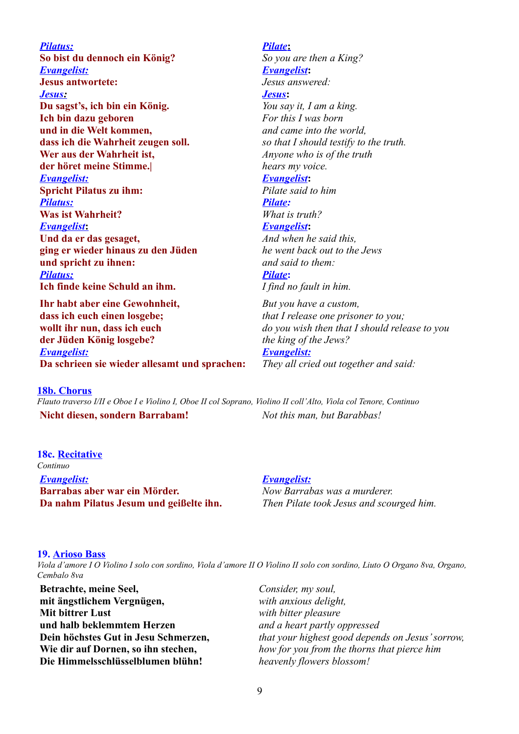| | |
|---|---|
| ***Pilatus:*** | ***Pilate*:** |
| **So bist du dennoch ein König?** | *So you are then a King?* |
| ***Evangelist:*** | ***Evangelist*:** |
| **Jesus antwortete:** | *Jesus answered:* |
| ***Jesus:*** | ***Jesus*:** |
| **Du sagst's, ich bin ein König.** | *You say it, I am a king.* |
| **Ich bin dazu geboren** | *For this I was born* |
| **und in die Welt kommen,** | *and came into the world,* |
| **dass ich die Wahrheit zeugen soll.** | *so that I should testify to the truth.* |
| **Wer aus der Wahrheit ist,** | *Anyone who is of the truth* |
| **der höret meine Stimme.\|** | *hears my voice.* |
| ***Evangelist:*** | ***Evangelist*:** |
| **Spricht Pilatus zu ihm:** | *Pilate said to him* |
| ***Pilatus:*** | ***Pilate:*** |
| **Was ist Wahrheit?** | *What is truth?* |
| ***Evangelist*:** | ***Evangelist*:** |
| **Und da er das gesaget,** | *And when he said this,* |
| **ging er wieder hinaus zu den Jüden** | *he went back out to the Jews* |
| **und spricht zu ihnen:** | *and said to them:* |
| ***Pilatus:*** | ***Pilate*:** |
| **Ich finde keine Schuld an ihm.** | *I find no fault in him.* |
| **Ihr habt aber eine Gewohnheit,** | *But you have a custom,* |
| **dass ich euch einen losgebe;** | *that I release one prisoner to you;* |
| **wollt ihr nun, dass ich euch** | *do you wish then that I should release to you* |
| **der Jüden König losgebe?** | *the king of the Jews?* |
| ***Evangelist:*** | ***Evangelist:*** |
| **Da schrieen sie wieder allesamt und sprachen:** | *They all cried out together and said:* |

### 18b. Chorus

*Flauto traverso I/II e Oboe I e Violino I, Oboe II col Soprano, Violino II coll'Alto, Viola col Tenore, Continuo*

| | |
|---|---|
| **Nicht diesen, sondern Barrabam!** | *Not this man, but Barabbas!* |

### 18c. Recitative

*Continuo*

| | |
|---|---|
| ***Evangelist:*** | ***Evangelist:*** |
| **Barrabas aber war ein Mörder.** | *Now Barrabas was a murderer.* |
| **Da nahm Pilatus Jesum und geißelte ihn.** | *Then Pilate took Jesus and scourged him.* |

### 19. Arioso Bass

*Viola d'amore I O Violino I solo con sordino, Viola d'amore II O Violino II solo con sordino, Liuto O Organo 8va, Organo, Cembalo 8va*

| | |
|---|---|
| **Betrachte, meine Seel,** | *Consider, my soul,* |
| **mit ängstlichem Vergnügen,** | *with anxious delight,* |
| **Mit bittrer Lust** | *with bitter pleasure* |
| **und halb beklemmtem Herzen** | *and a heart partly oppressed* |
| **Dein höchstes Gut in Jesu Schmerzen,** | *that your highest good depends on Jesus' sorrow,* |
| **Wie dir auf Dornen, so ihn stechen,** | *how for you from the thorns that pierce him* |
| **Die Himmelsschlüsselblumen blühn!** | *heavenly flowers blossom!* |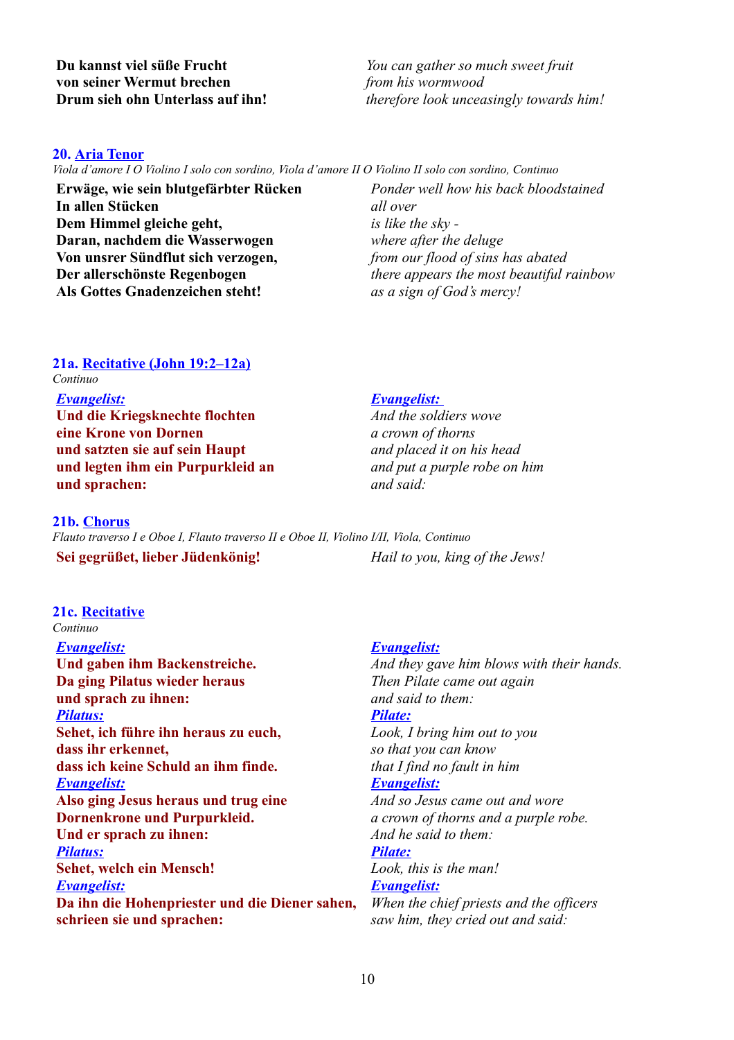| | |
|---|---|
| **Du kannst viel süße Frucht** | *You can gather so much sweet fruit* |
| **von seiner Wermut brechen** | *from his wormwood* |
| **Drum sieh ohn Unterlass auf ihn!** | *therefore look unceasingly towards him!* |

### 20. Aria Tenor

*Viola d'amore I O Violino I solo con sordino, Viola d'amore II O Violino II solo con sordino, Continuo*

| | |
|---|---|
| **Erwäge, wie sein blutgefärbter Rücken** | *Ponder well how his back bloodstained* |
| **In allen Stücken** | *all over* |
| **Dem Himmel gleiche geht,** | *is like the sky -* |
| **Daran, nachdem die Wasserwogen** | *where after the deluge* |
| **Von unsrer Sündflut sich verzogen,** | *from our flood of sins has abated* |
| **Der allerschönste Regenbogen** | *there appears the most beautiful rainbow* |
| **Als Gottes Gnadenzeichen steht!** | *as a sign of God's mercy!* |

### 21a. Recitative (John 19:2–12a)

*Continuo*

| | |
|---|---|
| ***Evangelist:*** | ***Evangelist:*** |
| **Und die Kriegsknechte flochten** | *And the soldiers wove* |
| **eine Krone von Dornen** | *a crown of thorns* |
| **und satzten sie auf sein Haupt** | *and placed it on his head* |
| **und legten ihm ein Purpurkleid an** | *and put a purple robe on him* |
| **und sprachen:** | *and said:* |

### 21b. Chorus

*Flauto traverso I e Oboe I, Flauto traverso II e Oboe II, Violino I/II, Viola, Continuo*

| | |
|---|---|
| **Sei gegrüßet, lieber Jüdenkönig!** | *Hail to you, king of the Jews!* |

### 21c. Recitative

*Continuo*

| | |
|---|---|
| ***Evangelist:*** | ***Evangelist:*** |
| **Und gaben ihm Backenstreiche.** | *And they gave him blows with their hands.* |
| **Da ging Pilatus wieder heraus** | *Then Pilate came out again* |
| **und sprach zu ihnen:** | *and said to them:* |
| ***Pilatus:*** | ***Pilate:*** |
| **Sehet, ich führe ihn heraus zu euch,** | *Look, I bring him out to you* |
| **dass ihr erkennet,** | *so that you can know* |
| **dass ich keine Schuld an ihm finde.** | *that I find no fault in him* |
| ***Evangelist:*** | ***Evangelist:*** |
| **Also ging Jesus heraus und trug eine** | *And so Jesus came out and wore* |
| **Dornenkrone und Purpurkleid.** | *a crown of thorns and a purple robe.* |
| **Und er sprach zu ihnen:** | *And he said to them:* |
| ***Pilatus:*** | ***Pilate:*** |
| **Sehet, welch ein Mensch!** | *Look, this is the man!* |
| ***Evangelist:*** | ***Evangelist:*** |
| **Da ihn die Hohenpriester und die Diener sahen,** | *When the chief priests and the officers* |
| **schrieen sie und sprachen:** | *saw him, they cried out and said:* |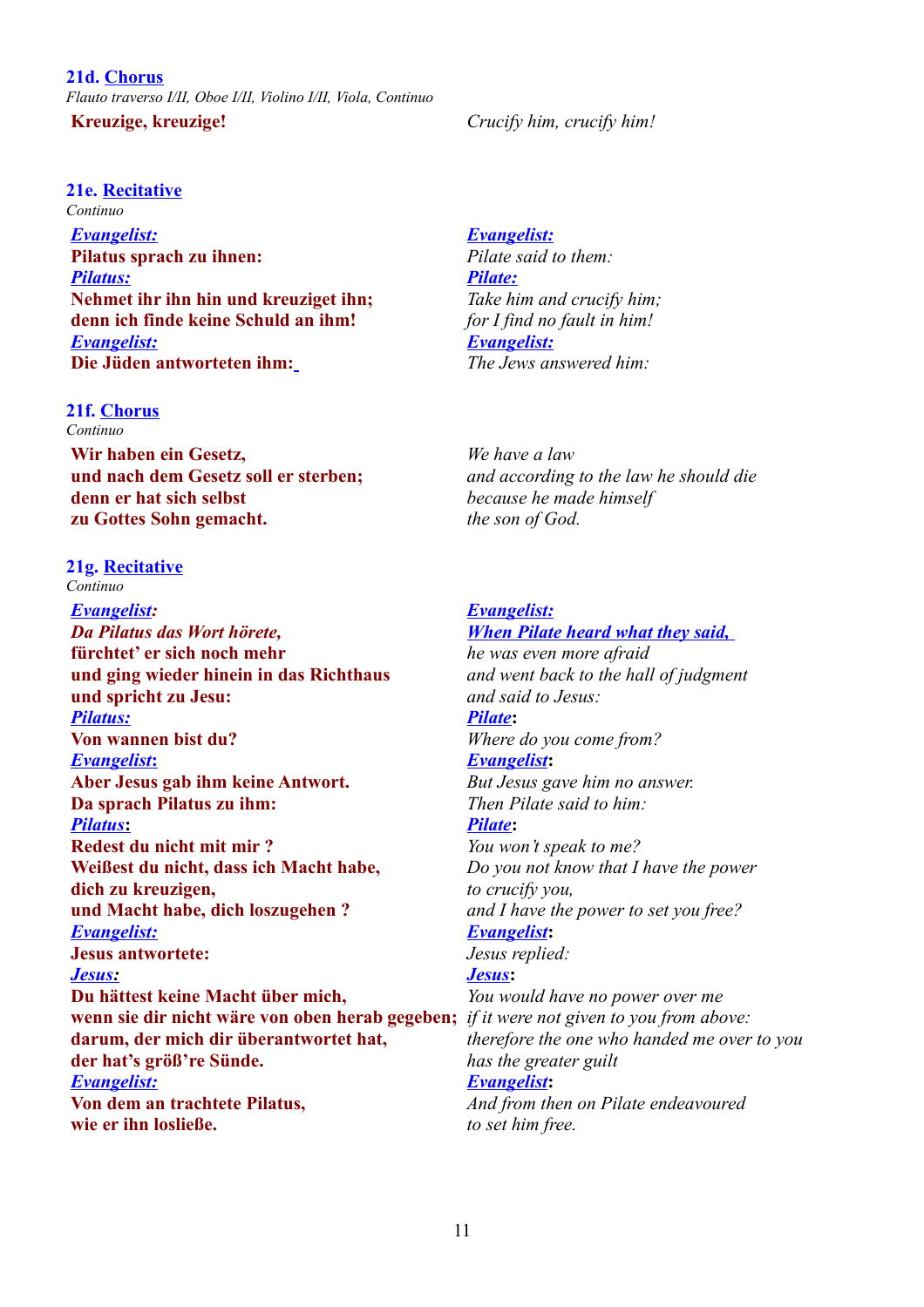### 21d. Chorus

*Flauto traverso I/II, Oboe I/II, Violino I/II, Viola, Continuo*

| | |
|---|---|
| **Kreuzige, kreuzige!** | *Crucify him, crucify him!* |

### 21e. Recitative

*Continuo*

| | |
|---|---|
| ***Evangelist:*** | ***Evangelist:*** |
| **Pilatus sprach zu ihnen:** | *Pilate said to them:* |
| ***Pilatus:*** | ***Pilate:*** |
| **Nehmet ihr ihn hin und kreuziget ihn;** | *Take him and crucify him;* |
| **denn ich finde keine Schuld an ihm!** | *for I find no fault in him!* |
| ***Evangelist:*** | ***Evangelist:*** |
| **Die Jüden antworteten ihm:** | *The Jews answered him:* |

### 21f. Chorus

*Continuo*

| | |
|---|---|
| **Wir haben ein Gesetz,** | *We have a law* |
| **und nach dem Gesetz soll er sterben;** | *and according to the law he should die* |
| **denn er hat sich selbst** | *because he made himself* |
| **zu Gottes Sohn gemacht.** | *the son of God.* |

### 21g. Recitative

*Continuo*

| | |
|---|---|
| ***Evangelist:*** | ***Evangelist:*** |
| ***Da Pilatus das Wort hörete,*** | ***When Pilate heard what they said,*** |
| **fürchtet' er sich noch mehr** | *he was even more afraid* |
| **und ging wieder hinein in das Richthaus** | *and went back to the hall of judgment* |
| **und spricht zu Jesu:** | *and said to Jesus:* |
| ***Pilatus:*** | ***Pilate:*** |
| **Von wannen bist du?** | *Where do you come from?* |
| ***Evangelist:*** | ***Evangelist:*** |
| **Aber Jesus gab ihm keine Antwort.** | *But Jesus gave him no answer.* |
| **Da sprach Pilatus zu ihm:** | *Then Pilate said to him:* |
| ***Pilatus:*** | ***Pilate:*** |
| **Redest du nicht mit mir ?** | *You won't speak to me?* |
| **Weißest du nicht, dass ich Macht habe,** | *Do you not know that I have the power* |
| **dich zu kreuzigen,** | *to crucify you,* |
| **und Macht habe, dich loszugehen ?** | *and I have the power to set you free?* |
| ***Evangelist:*** | ***Evangelist:*** |
| **Jesus antwortete:** | *Jesus replied:* |
| ***Jesus:*** | ***Jesus:*** |
| **Du hättest keine Macht über mich,** | *You would have no power over me* |
| **wenn sie dir nicht wäre von oben herab gegeben;** | *if it were not given to you from above:* |
| **darum, der mich dir überantwortet hat,** | *therefore the one who handed me over to you* |
| **der hat's größ're Sünde.** | *has the greater guilt* |
| ***Evangelist:*** | ***Evangelist:*** |
| **Von dem an trachtete Pilatus,** | *And from then on Pilate endeavoured* |
| **wie er ihn losließe.** | *to set him free.* |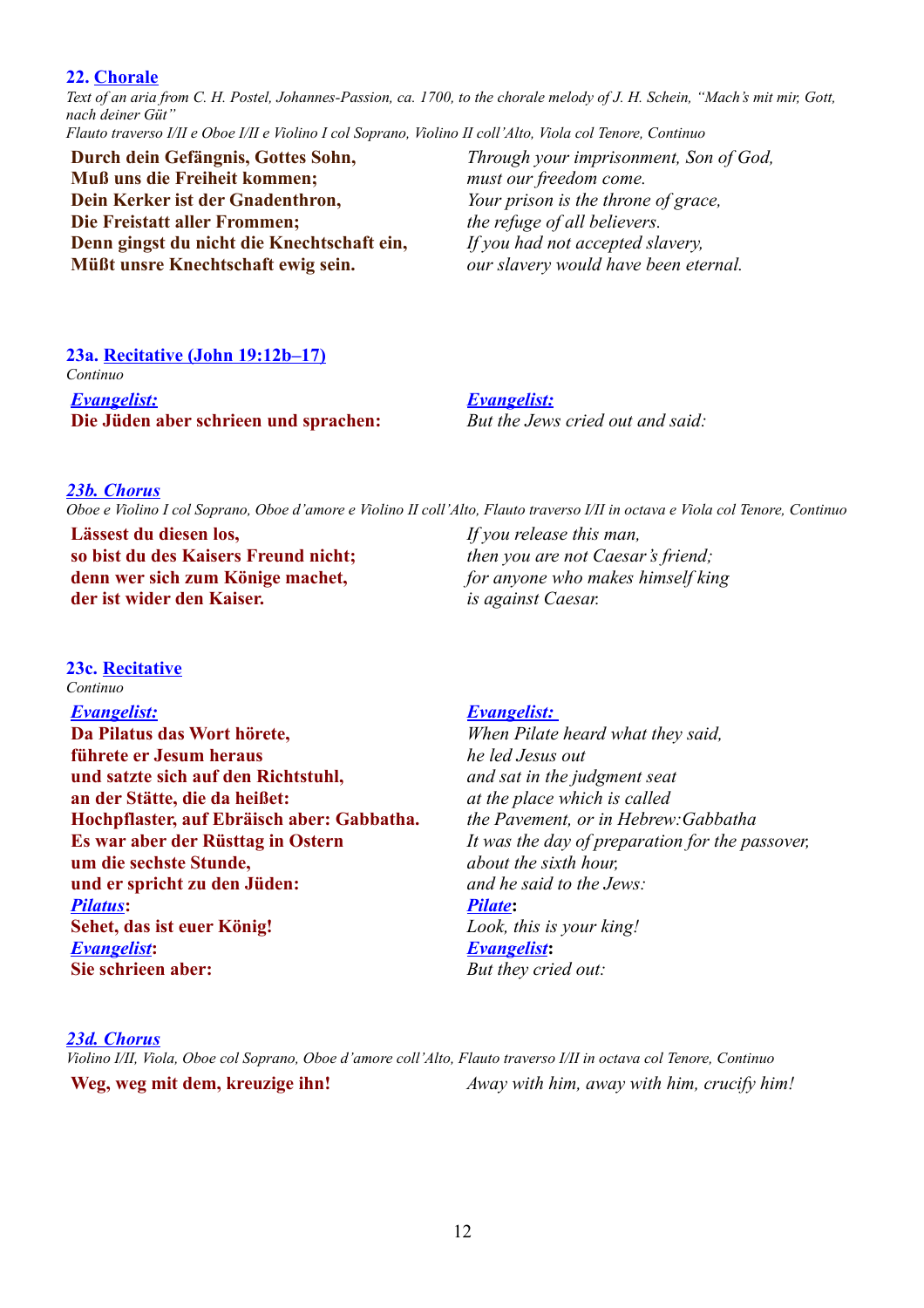### 22. Chorale

*Text of an aria from C. H. Postel, Johannes-Passion, ca. 1700, to the chorale melody of J. H. Schein, "Mach's mit mir, Gott, nach deiner Güt"*
*Flauto traverso I/II e Oboe I/II e Violino I col Soprano, Violino II coll'Alto, Viola col Tenore, Continuo*

| | |
|---|---|
| **Durch dein Gefängnis, Gottes Sohn,** | *Through your imprisonment, Son of God,* |
| **Muß uns die Freiheit kommen;** | *must our freedom come.* |
| **Dein Kerker ist der Gnadenthron,** | *Your prison is the throne of grace,* |
| **Die Freistatt aller Frommen;** | *the refuge of all believers.* |
| **Denn gingst du nicht die Knechtschaft ein,** | *If you had not accepted slavery,* |
| **Müßt unsre Knechtschaft ewig sein.** | *our slavery would have been eternal.* |

### 23a. Recitative (John 19:12b–17)

*Continuo*

| | |
|---|---|
| ***Evangelist:*** | ***Evangelist:*** |
| **Die Jüden aber schrieen und sprachen:** | *But the Jews cried out and said:* |

### *23b. Chorus*

*Oboe e Violino I col Soprano, Oboe d'amore e Violino II coll'Alto, Flauto traverso I/II in octava e Viola col Tenore, Continuo*

| | |
|---|---|
| **Lässest du diesen los,** | *If you release this man,* |
| **so bist du des Kaisers Freund nicht;** | *then you are not Caesar's friend;* |
| **denn wer sich zum Könige machet,** | *for anyone who makes himself king* |
| **der ist wider den Kaiser.** | *is against Caesar.* |

### 23c. Recitative

*Continuo*

| | |
|---|---|
| ***Evangelist:*** | ***Evangelist:*** |
| **Da Pilatus das Wort hörete,** | *When Pilate heard what they said,* |
| **führete er Jesum heraus** | *he led Jesus out* |
| **und satzte sich auf den Richtstuhl,** | *and sat in the judgment seat* |
| **an der Stätte, die da heißet:** | *at the place which is called* |
| **Hochpflaster, auf Ebräisch aber: Gabbatha.** | *the Pavement, or in Hebrew:Gabbatha* |
| **Es war aber der Rüsttag in Ostern** | *It was the day of preparation for the passover,* |
| **um die sechste Stunde,** | *about the sixth hour,* |
| **und er spricht zu den Jüden:** | *and he said to the Jews:* |
| ***Pilatus*:** | ***Pilate*:** |
| **Sehet, das ist euer König!** | *Look, this is your king!* |
| ***Evangelist*:** | ***Evangelist*:** |
| **Sie schrieen aber:** | *But they cried out:* |

### *23d. Chorus*

*Violino I/II, Viola, Oboe col Soprano, Oboe d'amore coll'Alto, Flauto traverso I/II in octava col Tenore, Continuo*

| | |
|---|---|
| **Weg, weg mit dem, kreuzige ihn!** | *Away with him, away with him, crucify him!* |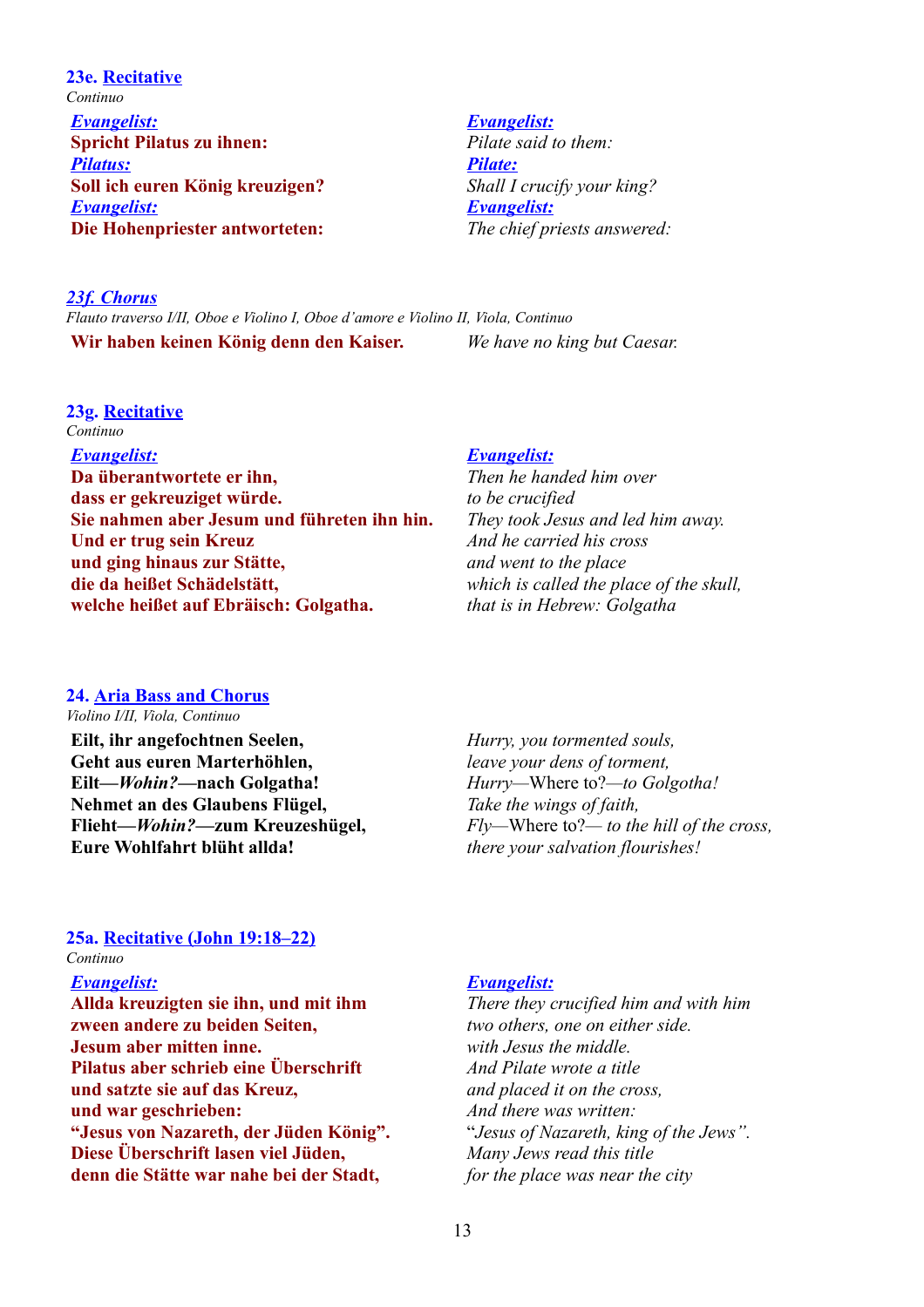### 23e. Recitative

*Continuo*

| | |
|---|---|
| ***Evangelist:*** | ***Evangelist:*** |
| **Spricht Pilatus zu ihnen:** | *Pilate said to them:* |
| ***Pilatus:*** | ***Pilate:*** |
| **Soll ich euren König kreuzigen?** | *Shall I crucify your king?* |
| ***Evangelist:*** | ***Evangelist:*** |
| **Die Hohenpriester antworteten:** | *The chief priests answered:* |

### *23f. Chorus*

*Flauto traverso I/II, Oboe e Violino I, Oboe d'amore e Violino II, Viola, Continuo*

| | |
|---|---|
| **Wir haben keinen König denn den Kaiser.** | *We have no king but Caesar.* |

### 23g. Recitative

*Continuo*

| | |
|---|---|
| ***Evangelist:*** | ***Evangelist:*** |
| **Da überantwortete er ihn,** | *Then he handed him over* |
| **dass er gekreuziget würde.** | *to be crucified* |
| **Sie nahmen aber Jesum und führeten ihn hin.** | *They took Jesus and led him away.* |
| **Und er trug sein Kreuz** | *And he carried his cross* |
| **und ging hinaus zur Stätte,** | *and went to the place* |
| **die da heißet Schädelstätt,** | *which is called the place of the skull,* |
| **welche heißet auf Ebräisch: Golgatha.** | *that is in Hebrew: Golgatha* |

### 24. Aria Bass and Chorus

*Violino I/II, Viola, Continuo*

| | |
|---|---|
| **Eilt, ihr angefochtnen Seelen,** | *Hurry, you tormented souls,* |
| **Geht aus euren Marterhöhlen,** | *leave your dens of torment,* |
| **Eilt—*Wohin?*—nach Golgatha!** | *Hurry—*Where to?*—to Golgotha!* |
| **Nehmet an des Glaubens Flügel,** | *Take the wings of faith,* |
| **Flieht—*Wohin?*—zum Kreuzeshügel,** | *Fly—*Where to?*— to the hill of the cross,* |
| **Eure Wohlfahrt blüht allda!** | *there your salvation flourishes!* |

### 25a. Recitative (John 19:18–22)

*Continuo*

| | |
|---|---|
| ***Evangelist:*** | ***Evangelist:*** |
| **Allda kreuzigten sie ihn, und mit ihm** | *There they crucified him and with him* |
| **zween andere zu beiden Seiten,** | *two others, one on either side.* |
| **Jesum aber mitten inne.** | *with Jesus the middle.* |
| **Pilatus aber schrieb eine Überschrift** | *And Pilate wrote a title* |
| **und satzte sie auf das Kreuz,** | *and placed it on the cross,* |
| **und war geschrieben:** | *And there was written:* |
| **"Jesus von Nazareth, der Jüden König".** | *"Jesus of Nazareth, king of the Jews".* |
| **Diese Überschrift lasen viel Jüden,** | *Many Jews read this title* |
| **denn die Stätte war nahe bei der Stadt,** | *for the place was near the city* |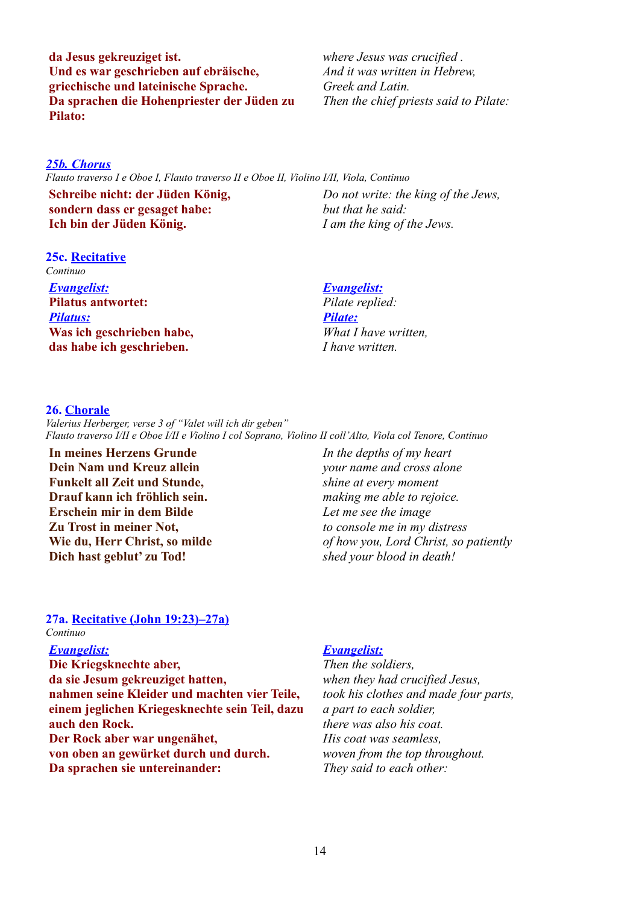**da Jesus gekreuziget ist.**
**Und es war geschrieben auf ebräische,**
**griechische und lateinische Sprache.**
**Da sprachen die Hohenpriester der Jüden zu Pilato:**

*where Jesus was crucified .*
*And it was written in Hebrew,*
*Greek and Latin.*
*Then the chief priests said to Pilate:*

### *25b. Chorus*

*Flauto traverso I e Oboe I, Flauto traverso II e Oboe II, Violino I/II, Viola, Continuo*

**Schreibe nicht: der Jüden König,**
**sondern dass er gesaget habe:**
**Ich bin der Jüden König.**

*Do not write: the king of the Jews,*
*but that he said:*
*I am the king of the Jews.*

### 25c. Recitative

*Continuo*

*Evangelist:*
**Pilatus antwortet:**
*Pilatus:*
**Was ich geschrieben habe,**
**das habe ich geschrieben.**

*Evangelist:*
*Pilate replied:*
*Pilate:*
*What I have written,*
*I have written.*

### 26. Chorale

*Valerius Herberger, verse 3 of "Valet will ich dir geben"*
*Flauto traverso I/II e Oboe I/II e Violino I col Soprano, Violino II coll'Alto, Viola col Tenore, Continuo*

**In meines Herzens Grunde**
**Dein Nam und Kreuz allein**
**Funkelt all Zeit und Stunde,**
**Drauf kann ich fröhlich sein.**
**Erschein mir in dem Bilde**
**Zu Trost in meiner Not,**
**Wie du, Herr Christ, so milde**
**Dich hast geblut' zu Tod!**

*In the depths of my heart*
*your name and cross alone*
*shine at every moment*
*making me able to rejoice.*
*Let me see the image*
*to console me in my distress*
*of how you, Lord Christ, so patiently*
*shed your blood in death!*

### 27a. Recitative (John 19:23)–27a)

*Continuo*

*Evangelist:*
**Die Kriegsknechte aber,**
**da sie Jesum gekreuziget hatten,**
**nahmen seine Kleider und machten vier Teile,**
**einem jeglichen Kriegesknechte sein Teil, dazu auch den Rock.**
**Der Rock aber war ungenähet,**
**von oben an gewürket durch und durch.**
**Da sprachen sie untereinander:**

*Evangelist:*
*Then the soldiers,*
*when they had crucified Jesus,*
*took his clothes and made four parts,*
*a part to each soldier,*
*there was also his coat.*
*His coat was seamless,*
*woven from the top throughout.*
*They said to each other:*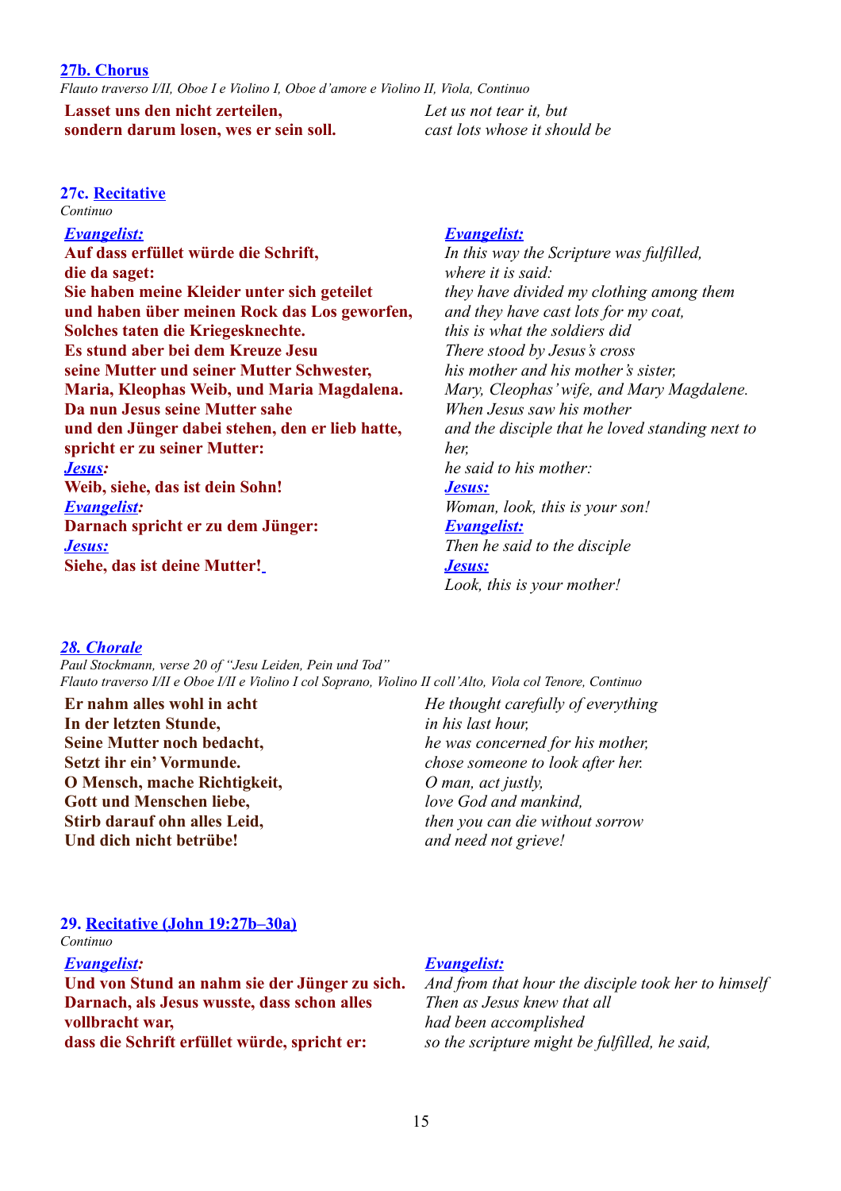### 27b. Chorus

*Flauto traverso I/II, Oboe I e Violino I, Oboe d'amore e Violino II, Viola, Continuo*

| | |
|---|---|
| **Lasset uns den nicht zerteilen,** | *Let us not tear it, but* |
| **sondern darum losen, wes er sein soll.** | *cast lots whose it should be* |

### 27c. Recitative

*Continuo*

| | |
|---|---|
| ***Evangelist:*** | ***Evangelist:*** |
| **Auf dass erfüllet würde die Schrift,** | *In this way the Scripture was fulfilled,* |
| **die da saget:** | *where it is said:* |
| **Sie haben meine Kleider unter sich geteilet** | *they have divided my clothing among them* |
| **und haben über meinen Rock das Los geworfen,** | *and they have cast lots for my coat,* |
| **Solches taten die Kriegesknechte.** | *this is what the soldiers did* |
| **Es stund aber bei dem Kreuze Jesu** | *There stood by Jesus's cross* |
| **seine Mutter und seiner Mutter Schwester,** | *his mother and his mother's sister,* |
| **Maria, Kleophas Weib, und Maria Magdalena.** | *Mary, Cleophas' wife, and Mary Magdalene.* |
| **Da nun Jesus seine Mutter sahe** | *When Jesus saw his mother* |
| **und den Jünger dabei stehen, den er lieb hatte,** | *and the disciple that he loved standing next to her,* |
| **spricht er zu seiner Mutter:** | *he said to his mother:* |
| ***Jesus:*** | ***Jesus:*** |
| **Weib, siehe, das ist dein Sohn!** | *Woman, look, this is your son!* |
| ***Evangelist:*** | ***Evangelist:*** |
| **Darnach spricht er zu dem Jünger:** | *Then he said to the disciple* |
| ***Jesus:*** | ***Jesus:*** |
| **Siehe, das ist deine Mutter!** | *Look, this is your mother!* |

### *28. Chorale*

*Paul Stockmann, verse 20 of "Jesu Leiden, Pein und Tod"*
*Flauto traverso I/II e Oboe I/II e Violino I col Soprano, Violino II coll'Alto, Viola col Tenore, Continuo*

| | |
|---|---|
| **Er nahm alles wohl in acht** | *He thought carefully of everything* |
| **In der letzten Stunde,** | *in his last hour,* |
| **Seine Mutter noch bedacht,** | *he was concerned for his mother,* |
| **Setzt ihr ein' Vormunde.** | *chose someone to look after her.* |
| **O Mensch, mache Richtigkeit,** | *O man, act justly,* |
| **Gott und Menschen liebe,** | *love God and mankind,* |
| **Stirb darauf ohn alles Leid,** | *then you can die without sorrow* |
| **Und dich nicht betrübe!** | *and need not grieve!* |

### 29. Recitative (John 19:27b–30a)

*Continuo*

| | |
|---|---|
| ***Evangelist:*** | ***Evangelist:*** |
| **Und von Stund an nahm sie der Jünger zu sich.** | *And from that hour the disciple took her to himself* |
| **Darnach, als Jesus wusste, dass schon alles vollbracht war,** | *Then as Jesus knew that all had been accomplished* |
| **dass die Schrift erfüllet würde, spricht er:** | *so the scripture might be fulfilled, he said,* |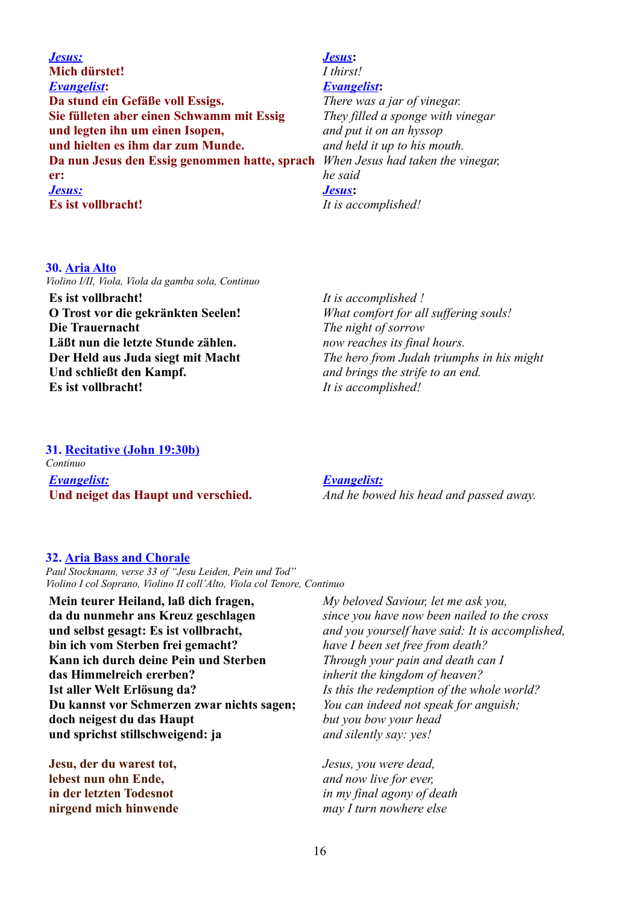***Jesus:***
**Mich dürstet!**
***Evangelist*:**
**Da stund ein Gefäße voll Essigs.**
**Sie fülleten aber einen Schwamm mit Essig**
**und legten ihn um einen Isopen,**
**und hielten es ihm dar zum Munde.**
**Da nun Jesus den Essig genommen hatte, sprach er:**
***Jesus:***
**Es ist vollbracht!**

***Jesus*:**
*I thirst!*
***Evangelist*:**
*There was a jar of vinegar.*
*They filled a sponge with vinegar*
*and put it on an hyssop*
*and held it up to his mouth.*
*When Jesus had taken the vinegar,*
*he said*
***Jesus*:**
*It is accomplished!*

### 30. Aria Alto

*Violino I/II, Viola, Viola da gamba sola, Continuo*

**Es ist vollbracht!**
**O Trost vor die gekränkten Seelen!**
**Die Trauernacht**
**Läßt nun die letzte Stunde zählen.**
**Der Held aus Juda siegt mit Macht**
**Und schließt den Kampf.**
**Es ist vollbracht!**

*It is accomplished !*
*What comfort for all suffering souls!*
*The night of sorrow*
*now reaches its final hours.*
*The hero from Judah triumphs in his might*
*and brings the strife to an end.*
*It is accomplished!*

### 31. Recitative (John 19:30b)

*Continuo*

***Evangelist:***
**Und neiget das Haupt und verschied.**

***Evangelist:***
*And he bowed his head and passed away.*

### 32. Aria Bass and Chorale

*Paul Stockmann, verse 33 of "Jesu Leiden, Pein und Tod"*
*Violino I col Soprano, Violino II coll'Alto, Viola col Tenore, Continuo*

**Mein teurer Heiland, laß dich fragen,**
**da du nunmehr ans Kreuz geschlagen**
**und selbst gesagt: Es ist vollbracht,**
**bin ich vom Sterben frei gemacht?**
**Kann ich durch deine Pein und Sterben**
**das Himmelreich ererben?**
**Ist aller Welt Erlösung da?**
**Du kannst vor Schmerzen zwar nichts sagen;**
**doch neigest du das Haupt**
**und sprichst stillschweigend: ja**

*My beloved Saviour, let me ask you,*
*since you have now been nailed to the cross*
*and you yourself have said: It is accomplished,*
*have I been set free from death?*
*Through your pain and death can I*
*inherit the kingdom of heaven?*
*Is this the redemption of the whole world?*
*You can indeed not speak for anguish;*
*but you bow your head*
*and silently say: yes!*

**Jesu, der du warest tot,**
**lebest nun ohn Ende,**
**in der letzten Todesnot**
**nirgend mich hinwende**

*Jesus, you were dead,*
*and now live for ever,*
*in my final agony of death*
*may I turn nowhere else*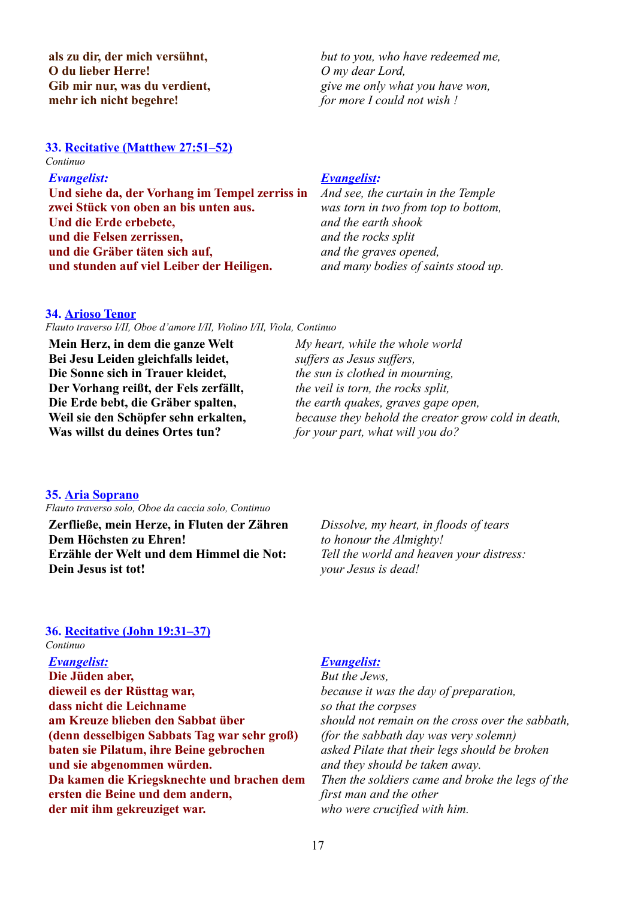**als zu dir, der mich versühnt,**
**O du lieber Herre!**
**Gib mir nur, was du verdient,**
**mehr ich nicht begehre!**

*but to you, who have redeemed me,*
*O my dear Lord,*
*give me only what you have won,*
*for more I could not wish !*

### 33. Recitative (Matthew 27:51–52)

*Continuo*

***Evangelist:***
**Und siehe da, der Vorhang im Tempel zerriss in zwei Stück von oben an bis unten aus.**
**Und die Erde erbebete,**
**und die Felsen zerrissen,**
**und die Gräber täten sich auf,**
**und stunden auf viel Leiber der Heiligen.**

***Evangelist:***
*And see, the curtain in the Temple*
*was torn in two from top to bottom,*
*and the earth shook*
*and the rocks split*
*and the graves opened,*
*and many bodies of saints stood up.*

### 34. Arioso Tenor

*Flauto traverso I/II, Oboe d'amore I/II, Violino I/II, Viola, Continuo*

**Mein Herz, in dem die ganze Welt**
**Bei Jesu Leiden gleichfalls leidet,**
**Die Sonne sich in Trauer kleidet,**
**Der Vorhang reißt, der Fels zerfällt,**
**Die Erde bebt, die Gräber spalten,**
**Weil sie den Schöpfer sehn erkalten,**
**Was willst du deines Ortes tun?**

*My heart, while the whole world*
*suffers as Jesus suffers,*
*the sun is clothed in mourning,*
*the veil is torn, the rocks split,*
*the earth quakes, graves gape open,*
*because they behold the creator grow cold in death,*
*for your part, what will you do?*

### 35. Aria Soprano

*Flauto traverso solo, Oboe da caccia solo, Continuo*

**Zerfließe, mein Herze, in Fluten der Zähren**
**Dem Höchsten zu Ehren!**
**Erzähle der Welt und dem Himmel die Not:**
**Dein Jesus ist tot!**

*Dissolve, my heart, in floods of tears*
*to honour the Almighty!*
*Tell the world and heaven your distress:*
*your Jesus is dead!*

### 36. Recitative (John 19:31–37)

*Continuo*

***Evangelist:***
**Die Jüden aber,**
**dieweil es der Rüsttag war,**
**dass nicht die Leichname**
**am Kreuze blieben den Sabbat über**
**(denn desselbigen Sabbats Tag war sehr groß)**
**baten sie Pilatum, ihre Beine gebrochen**
**und sie abgenommen würden.**
**Da kamen die Kriegsknechte und brachen dem ersten die Beine und dem andern,**
**der mit ihm gekreuziget war.**

***Evangelist:***
*But the Jews,*
*because it was the day of preparation,*
*so that the corpses*
*should not remain on the cross over the sabbath,*
*(for the sabbath day was very solemn)*
*asked Pilate that their legs should be broken*
*and they should be taken away.*
*Then the soldiers came and broke the legs of the first man and the other*
*who were crucified with him.*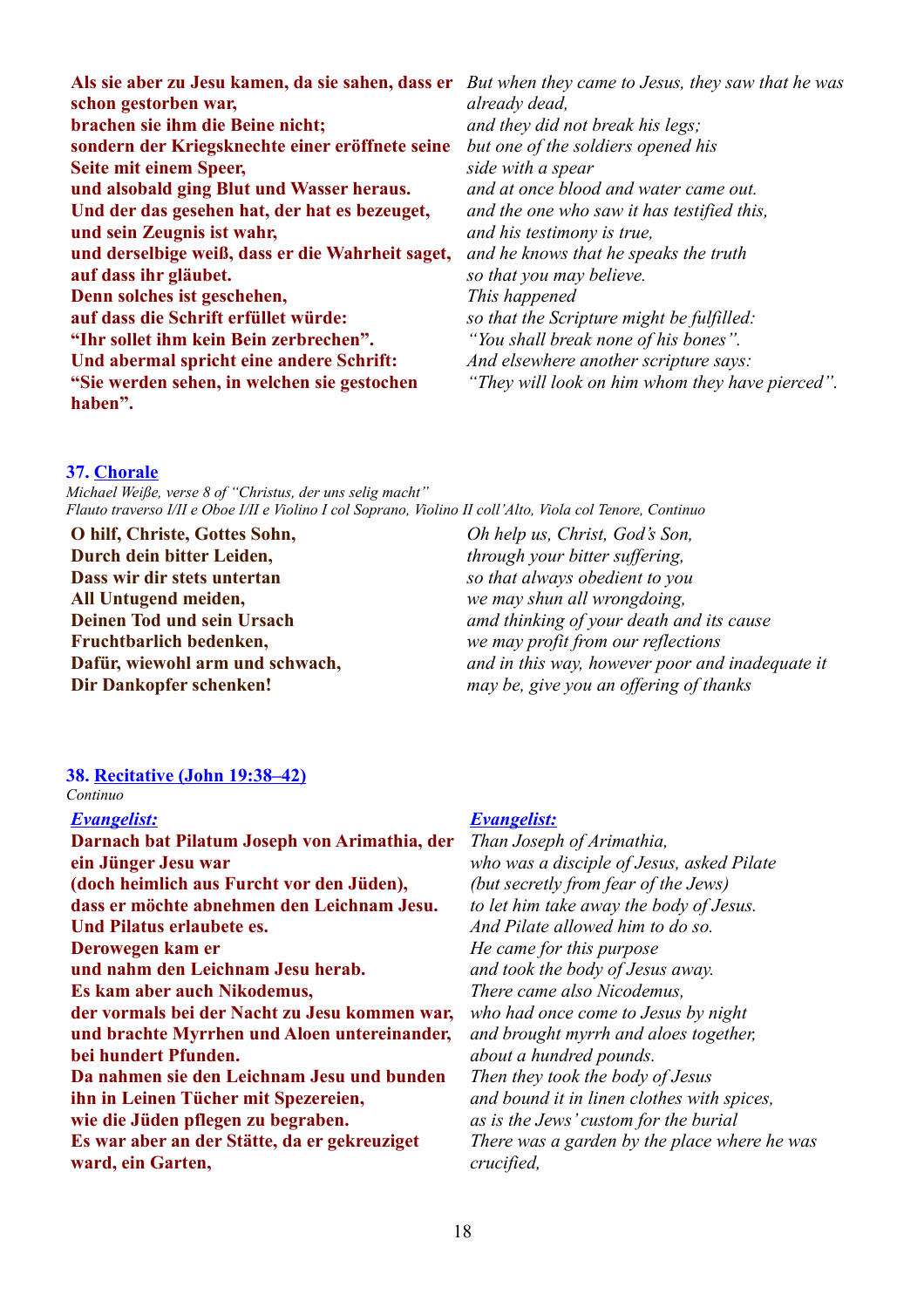| | |
|---|---|
| **Als sie aber zu Jesu kamen, da sie sahen, dass er schon gestorben war,** | *But when they came to Jesus, they saw that he was already dead,* |
| **brachen sie ihm die Beine nicht;** | *and they did not break his legs;* |
| **sondern der Kriegsknechte einer eröffnete seine Seite mit einem Speer,** | *but one of the soldiers opened his side with a spear* |
| **und alsobald ging Blut und Wasser heraus.** | *and at once blood and water came out.* |
| **Und der das gesehen hat, der hat es bezeuget,** | *and the one who saw it has testified this,* |
| **und sein Zeugnis ist wahr,** | *and his testimony is true,* |
| **und derselbige weiß, dass er die Wahrheit saget,** | *and he knows that he speaks the truth* |
| **auf dass ihr gläubet.** | *so that you may believe.* |
| **Denn solches ist geschehen,** | *This happened* |
| **auf dass die Schrift erfüllet würde:** | *so that the Scripture might be fulfilled:* |
| **"Ihr sollet ihm kein Bein zerbrechen".** | *"You shall break none of his bones".* |
| **Und abermal spricht eine andere Schrift:** | *And elsewhere another scripture says:* |
| **"Sie werden sehen, in welchen sie gestochen haben".** | *"They will look on him whom they have pierced".* |

### 37. Chorale

*Michael Weiße, verse 8 of "Christus, der uns selig macht"*
*Flauto traverso I/II e Oboe I/II e Violino I col Soprano, Violino II coll'Alto, Viola col Tenore, Continuo*

| | |
|---|---|
| **O hilf, Christe, Gottes Sohn,** | *Oh help us, Christ, God's Son,* |
| **Durch dein bitter Leiden,** | *through your bitter suffering,* |
| **Dass wir dir stets untertan** | *so that always obedient to you* |
| **All Untugend meiden,** | *we may shun all wrongdoing,* |
| **Deinen Tod und sein Ursach** | *amd thinking of your death and its cause* |
| **Fruchtbarlich bedenken,** | *we may profit from our reflections* |
| **Dafür, wiewohl arm und schwach,** | *and in this way, however poor and inadequate it* |
| **Dir Dankopfer schenken!** | *may be, give you an offering of thanks* |

### 38. Recitative (John 19:38–42)

*Continuo*

| | |
|---|---|
| ***Evangelist:*** | ***Evangelist:*** |
| **Darnach bat Pilatum Joseph von Arimathia, der ein Jünger Jesu war** | *Than Joseph of Arimathia, who was a disciple of Jesus, asked Pilate* |
| **(doch heimlich aus Furcht vor den Jüden),** | *(but secretly from fear of the Jews)* |
| **dass er möchte abnehmen den Leichnam Jesu.** | *to let him take away the body of Jesus.* |
| **Und Pilatus erlaubete es.** | *And Pilate allowed him to do so.* |
| **Derowegen kam er** | *He came for this purpose* |
| **und nahm den Leichnam Jesu herab.** | *and took the body of Jesus away.* |
| **Es kam aber auch Nikodemus,** | *There came also Nicodemus,* |
| **der vormals bei der Nacht zu Jesu kommen war,** | *who had once come to Jesus by night* |
| **und brachte Myrrhen und Aloen untereinander,** | *and brought myrrh and aloes together,* |
| **bei hundert Pfunden.** | *about a hundred pounds.* |
| **Da nahmen sie den Leichnam Jesu und bunden ihn in Leinen Tücher mit Spezereien,** | *Then they took the body of Jesus and bound it in linen clothes with spices,* |
| **wie die Jüden pflegen zu begraben.** | *as is the Jews' custom for the burial* |
| **Es war aber an der Stätte, da er gekreuziget ward, ein Garten,** | *There was a garden by the place where he was crucified,* |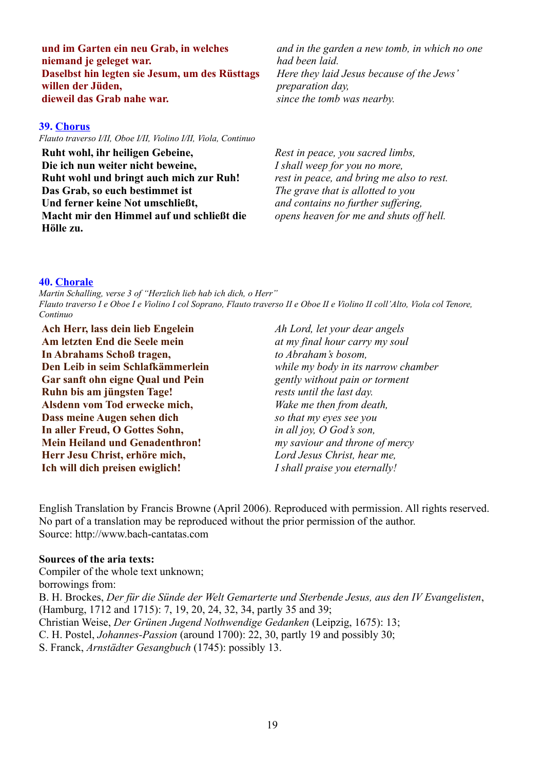**und im Garten ein neu Grab, in welches niemand je geleget war.**
**Daselbst hin legten sie Jesum, um des Rüsttags willen der Jüden,**
**dieweil das Grab nahe war.**

*and in the garden a new tomb, in which no one had been laid.*
*Here they laid Jesus because of the Jews' preparation day,*
*since the tomb was nearby.*

### 39. Chorus

*Flauto traverso I/II, Oboe I/II, Violino I/II, Viola, Continuo*

**Ruht wohl, ihr heiligen Gebeine,**
**Die ich nun weiter nicht beweine,**
**Ruht wohl und bringt auch mich zur Ruh!**
**Das Grab, so euch bestimmet ist**
**Und ferner keine Not umschließt,**
**Macht mir den Himmel auf und schließt die Hölle zu.**

*Rest in peace, you sacred limbs,*
*I shall weep for you no more,*
*rest in peace, and bring me also to rest.*
*The grave that is allotted to you*
*and contains no further suffering,*
*opens heaven for me and shuts off hell.*

### 40. Chorale

*Martin Schalling, verse 3 of "Herzlich lieb hab ich dich, o Herr"*
*Flauto traverso I e Oboe I e Violino I col Soprano, Flauto traverso II e Oboe II e Violino II coll'Alto, Viola col Tenore, Continuo*

**Ach Herr, lass dein lieb Engelein**
**Am letzten End die Seele mein**
**In Abrahams Schoß tragen,**
**Den Leib in seim Schlafkämmerlein**
**Gar sanft ohn eigne Qual und Pein**
**Ruhn bis am jüngsten Tage!**
**Alsdenn vom Tod erwecke mich,**
**Dass meine Augen sehen dich**
**In aller Freud, O Gottes Sohn,**
**Mein Heiland und Genadenthron!**
**Herr Jesu Christ, erhöre mich,**
**Ich will dich preisen ewiglich!**

*Ah Lord, let your dear angels*
*at my final hour carry my soul*
*to Abraham's bosom,*
*while my body in its narrow chamber*
*gently without pain or torment*
*rests until the last day.*
*Wake me then from death,*
*so that my eyes see you*
*in all joy, O God's son,*
*my saviour and throne of mercy*
*Lord Jesus Christ, hear me,*
*I shall praise you eternally!*

English Translation by Francis Browne (April 2006). Reproduced with permission. All rights reserved. No part of a translation may be reproduced without the prior permission of the author.
Source: http://www.bach-cantatas.com

**Sources of the aria texts:**
Compiler of the whole text unknown;
borrowings from:
B. H. Brockes, *Der für die Sünde der Welt Gemarterte und Sterbende Jesus, aus den IV Evangelisten*, (Hamburg, 1712 and 1715): 7, 19, 20, 24, 32, 34, partly 35 and 39;
Christian Weise, *Der Grünen Jugend Nothwendige Gedanken* (Leipzig, 1675): 13;
C. H. Postel, *Johannes-Passion* (around 1700): 22, 30, partly 19 and possibly 30;
S. Franck, *Arnstädter Gesangbuch* (1745): possibly 13.